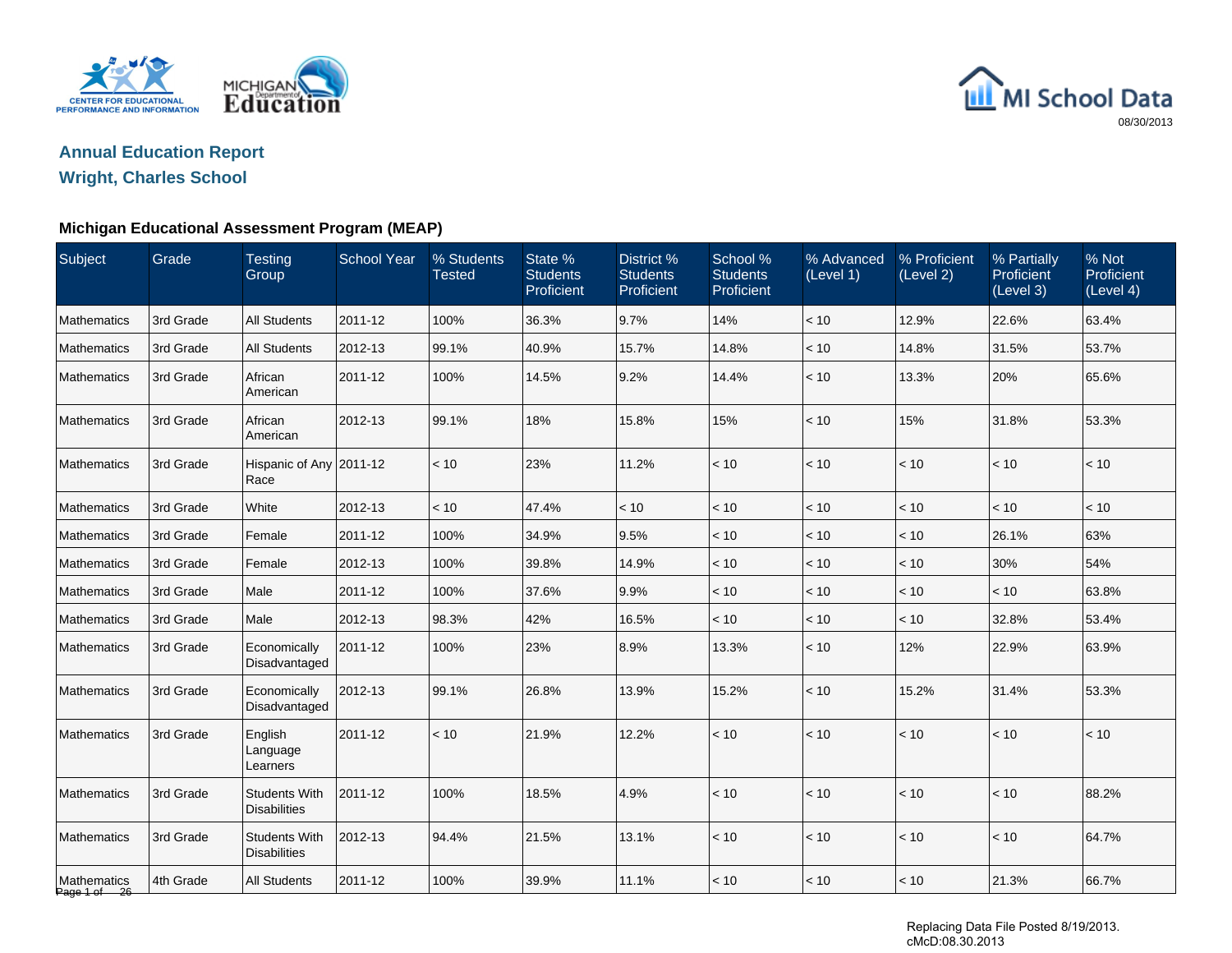MI School Data

08/30/2013

## Annual Education Report
## Wright, Charles School

### Michigan Educational Assessment Program (MEAP)

| Subject | Grade | Testing Group | School Year | % Students Tested | State % Students Proficient | District % Students Proficient | School % Students Proficient | % Advanced (Level 1) | % Proficient (Level 2) | % Partially Proficient (Level 3) | % Not Proficient (Level 4) |
|---|---|---|---|---|---|---|---|---|---|---|---|
| Mathematics | 3rd Grade | All Students | 2011-12 | 100% | 36.3% | 9.7% | 14% | < 10 | 12.9% | 22.6% | 63.4% |
| Mathematics | 3rd Grade | All Students | 2012-13 | 99.1% | 40.9% | 15.7% | 14.8% | < 10 | 14.8% | 31.5% | 53.7% |
| Mathematics | 3rd Grade | African American | 2011-12 | 100% | 14.5% | 9.2% | 14.4% | < 10 | 13.3% | 20% | 65.6% |
| Mathematics | 3rd Grade | African American | 2012-13 | 99.1% | 18% | 15.8% | 15% | < 10 | 15% | 31.8% | 53.3% |
| Mathematics | 3rd Grade | Hispanic of Any Race | 2011-12 | < 10 | 23% | 11.2% | < 10 | < 10 | < 10 | < 10 | < 10 |
| Mathematics | 3rd Grade | White | 2012-13 | < 10 | 47.4% | < 10 | < 10 | < 10 | < 10 | < 10 | < 10 |
| Mathematics | 3rd Grade | Female | 2011-12 | 100% | 34.9% | 9.5% | < 10 | < 10 | < 10 | 26.1% | 63% |
| Mathematics | 3rd Grade | Female | 2012-13 | 100% | 39.8% | 14.9% | < 10 | < 10 | < 10 | 30% | 54% |
| Mathematics | 3rd Grade | Male | 2011-12 | 100% | 37.6% | 9.9% | < 10 | < 10 | < 10 | < 10 | 63.8% |
| Mathematics | 3rd Grade | Male | 2012-13 | 98.3% | 42% | 16.5% | < 10 | < 10 | < 10 | 32.8% | 53.4% |
| Mathematics | 3rd Grade | Economically Disadvantaged | 2011-12 | 100% | 23% | 8.9% | 13.3% | < 10 | 12% | 22.9% | 63.9% |
| Mathematics | 3rd Grade | Economically Disadvantaged | 2012-13 | 99.1% | 26.8% | 13.9% | 15.2% | < 10 | 15.2% | 31.4% | 53.3% |
| Mathematics | 3rd Grade | English Language Learners | 2011-12 | < 10 | 21.9% | 12.2% | < 10 | < 10 | < 10 | < 10 | < 10 |
| Mathematics | 3rd Grade | Students With Disabilities | 2011-12 | 100% | 18.5% | 4.9% | < 10 | < 10 | < 10 | < 10 | 88.2% |
| Mathematics | 3rd Grade | Students With Disabilities | 2012-13 | 94.4% | 21.5% | 13.1% | < 10 | < 10 | < 10 | < 10 | 64.7% |
| Mathematics | 4th Grade | All Students | 2011-12 | 100% | 39.9% | 11.1% | < 10 | < 10 | < 10 | 21.3% | 66.7% |

Replacing Data File Posted 8/19/2013.
cMcD:08.30.2013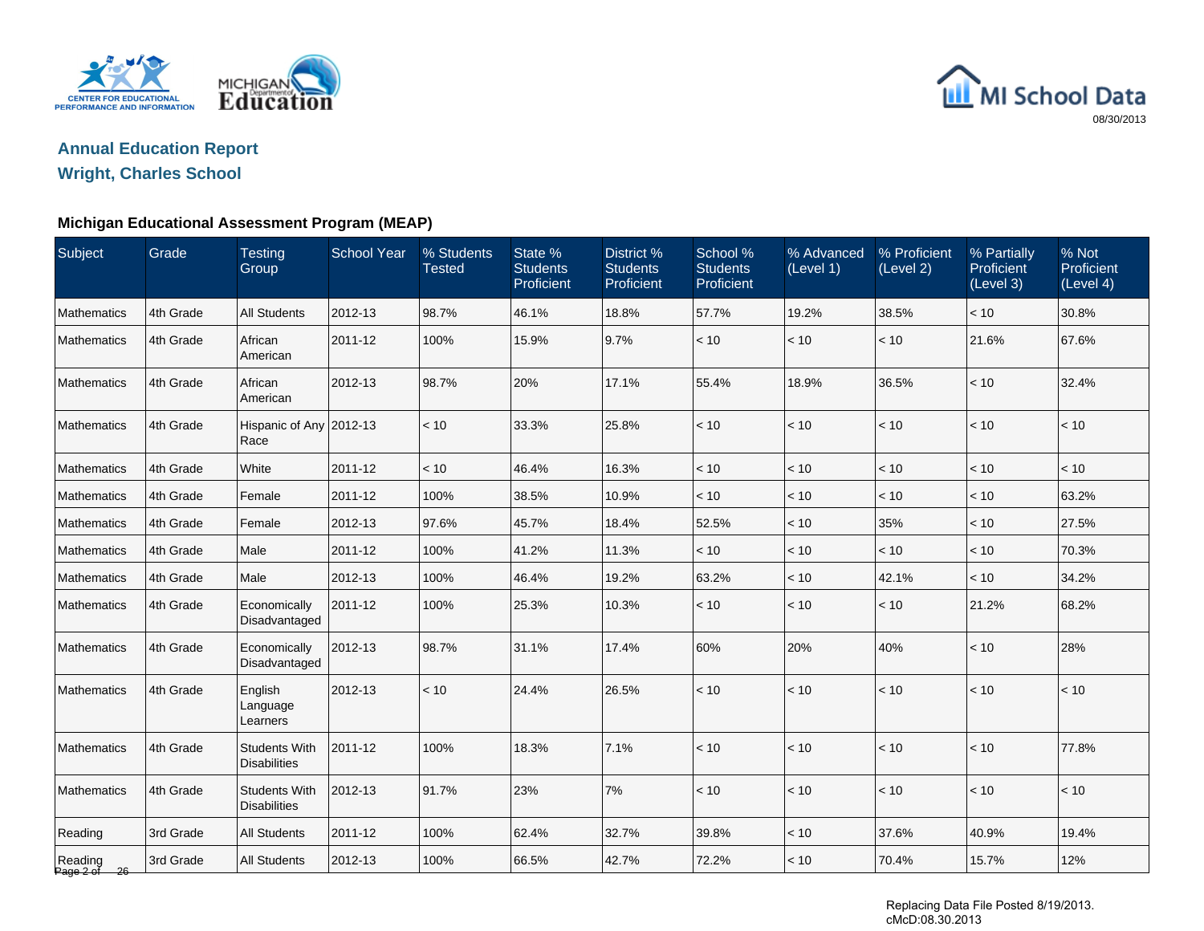## Annual Education Report

## Wright, Charles School

### Michigan Educational Assessment Program (MEAP)

| Subject | Grade | Testing Group | School Year | % Students Tested | State % Students Proficient | District % Students Proficient | School % Students Proficient | % Advanced (Level 1) | % Proficient (Level 2) | % Partially Proficient (Level 3) | % Not Proficient (Level 4) |
|---|---|---|---|---|---|---|---|---|---|---|---|
| Mathematics | 4th Grade | All Students | 2012-13 | 98.7% | 46.1% | 18.8% | 57.7% | 19.2% | 38.5% | < 10 | 30.8% |
| Mathematics | 4th Grade | African American | 2011-12 | 100% | 15.9% | 9.7% | < 10 | < 10 | < 10 | 21.6% | 67.6% |
| Mathematics | 4th Grade | African American | 2012-13 | 98.7% | 20% | 17.1% | 55.4% | 18.9% | 36.5% | < 10 | 32.4% |
| Mathematics | 4th Grade | Hispanic of Any Race | 2012-13 | < 10 | 33.3% | 25.8% | < 10 | < 10 | < 10 | < 10 | < 10 |
| Mathematics | 4th Grade | White | 2011-12 | < 10 | 46.4% | 16.3% | < 10 | < 10 | < 10 | < 10 | < 10 |
| Mathematics | 4th Grade | Female | 2011-12 | 100% | 38.5% | 10.9% | < 10 | < 10 | < 10 | < 10 | 63.2% |
| Mathematics | 4th Grade | Female | 2012-13 | 97.6% | 45.7% | 18.4% | 52.5% | < 10 | 35% | < 10 | 27.5% |
| Mathematics | 4th Grade | Male | 2011-12 | 100% | 41.2% | 11.3% | < 10 | < 10 | < 10 | < 10 | 70.3% |
| Mathematics | 4th Grade | Male | 2012-13 | 100% | 46.4% | 19.2% | 63.2% | < 10 | 42.1% | < 10 | 34.2% |
| Mathematics | 4th Grade | Economically Disadvantaged | 2011-12 | 100% | 25.3% | 10.3% | < 10 | < 10 | < 10 | 21.2% | 68.2% |
| Mathematics | 4th Grade | Economically Disadvantaged | 2012-13 | 98.7% | 31.1% | 17.4% | 60% | 20% | 40% | < 10 | 28% |
| Mathematics | 4th Grade | English Language Learners | 2012-13 | < 10 | 24.4% | 26.5% | < 10 | < 10 | < 10 | < 10 | < 10 |
| Mathematics | 4th Grade | Students With Disabilities | 2011-12 | 100% | 18.3% | 7.1% | < 10 | < 10 | < 10 | < 10 | 77.8% |
| Mathematics | 4th Grade | Students With Disabilities | 2012-13 | 91.7% | 23% | 7% | < 10 | < 10 | < 10 | < 10 | < 10 |
| Reading | 3rd Grade | All Students | 2011-12 | 100% | 62.4% | 32.7% | 39.8% | < 10 | 37.6% | 40.9% | 19.4% |
| Reading | 3rd Grade | All Students | 2012-13 | 100% | 66.5% | 42.7% | 72.2% | < 10 | 70.4% | 15.7% | 12% |

Replacing Data File Posted 8/19/2013.
cMcD:08.30.2013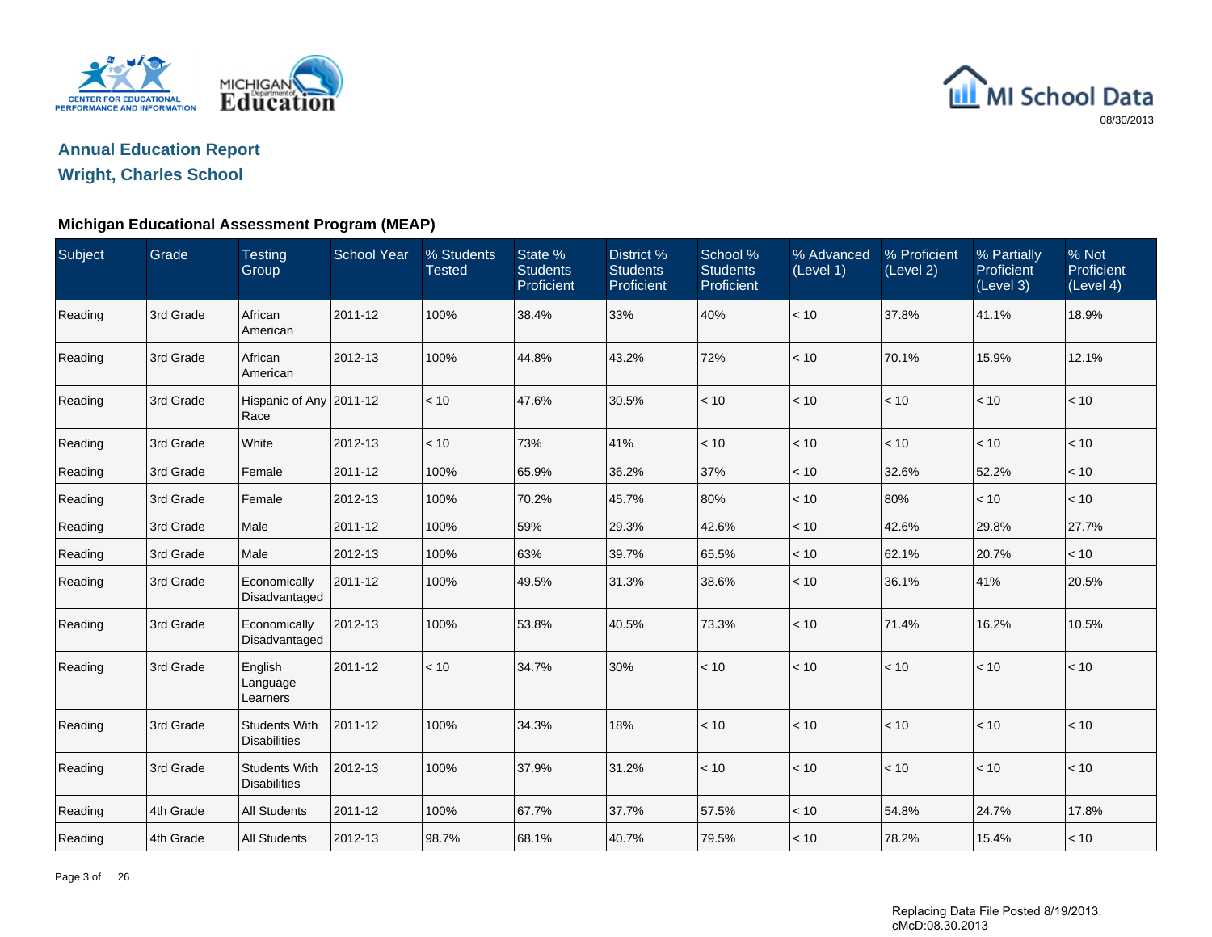# Annual Education Report

## Wright, Charles School

### Michigan Educational Assessment Program (MEAP)

| Subject | Grade | Testing Group | School Year | % Students Tested | State % Students Proficient | District % Students Proficient | School % Students Proficient | % Advanced (Level 1) | % Proficient (Level 2) | % Partially Proficient (Level 3) | % Not Proficient (Level 4) |
|---|---|---|---|---|---|---|---|---|---|---|---|
| Reading | 3rd Grade | African American | 2011-12 | 100% | 38.4% | 33% | 40% | < 10 | 37.8% | 41.1% | 18.9% |
| Reading | 3rd Grade | African American | 2012-13 | 100% | 44.8% | 43.2% | 72% | < 10 | 70.1% | 15.9% | 12.1% |
| Reading | 3rd Grade | Hispanic of Any Race | 2011-12 | < 10 | 47.6% | 30.5% | < 10 | < 10 | < 10 | < 10 | < 10 |
| Reading | 3rd Grade | White | 2012-13 | < 10 | 73% | 41% | < 10 | < 10 | < 10 | < 10 | < 10 |
| Reading | 3rd Grade | Female | 2011-12 | 100% | 65.9% | 36.2% | 37% | < 10 | 32.6% | 52.2% | < 10 |
| Reading | 3rd Grade | Female | 2012-13 | 100% | 70.2% | 45.7% | 80% | < 10 | 80% | < 10 | < 10 |
| Reading | 3rd Grade | Male | 2011-12 | 100% | 59% | 29.3% | 42.6% | < 10 | 42.6% | 29.8% | 27.7% |
| Reading | 3rd Grade | Male | 2012-13 | 100% | 63% | 39.7% | 65.5% | < 10 | 62.1% | 20.7% | < 10 |
| Reading | 3rd Grade | Economically Disadvantaged | 2011-12 | 100% | 49.5% | 31.3% | 38.6% | < 10 | 36.1% | 41% | 20.5% |
| Reading | 3rd Grade | Economically Disadvantaged | 2012-13 | 100% | 53.8% | 40.5% | 73.3% | < 10 | 71.4% | 16.2% | 10.5% |
| Reading | 3rd Grade | English Language Learners | 2011-12 | < 10 | 34.7% | 30% | < 10 | < 10 | < 10 | < 10 | < 10 |
| Reading | 3rd Grade | Students With Disabilities | 2011-12 | 100% | 34.3% | 18% | < 10 | < 10 | < 10 | < 10 | < 10 |
| Reading | 3rd Grade | Students With Disabilities | 2012-13 | 100% | 37.9% | 31.2% | < 10 | < 10 | < 10 | < 10 | < 10 |
| Reading | 4th Grade | All Students | 2011-12 | 100% | 67.7% | 37.7% | 57.5% | < 10 | 54.8% | 24.7% | 17.8% |
| Reading | 4th Grade | All Students | 2012-13 | 98.7% | 68.1% | 40.7% | 79.5% | < 10 | 78.2% | 15.4% | < 10 |

Replacing Data File Posted 8/19/2013.
cMcD:08.30.2013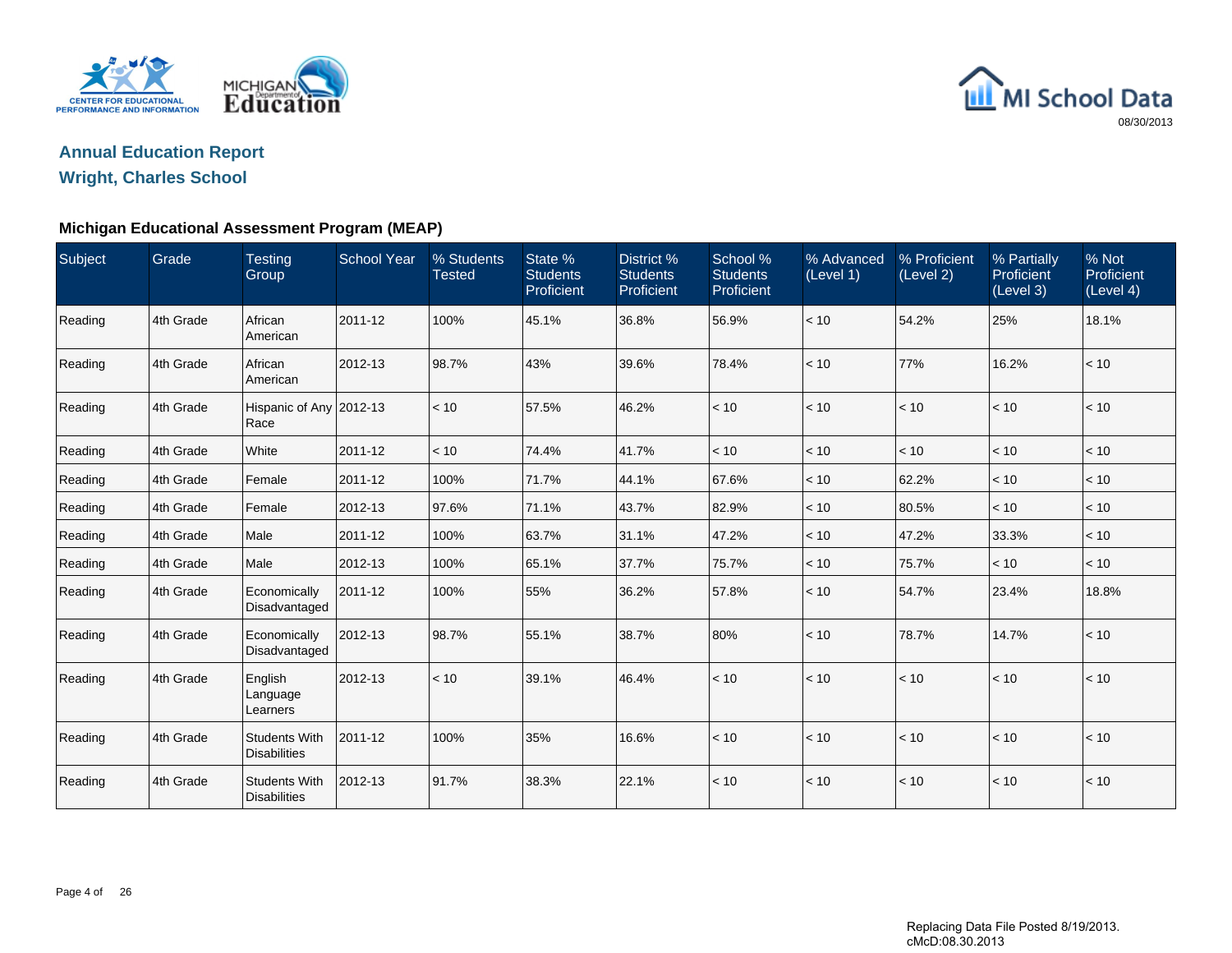# Annual Education Report

## Wright, Charles School

08/30/2013

### Michigan Educational Assessment Program (MEAP)

| Subject | Grade | Testing Group | School Year | % Students Tested | State % Students Proficient | District % Students Proficient | School % Students Proficient | % Advanced (Level 1) | % Proficient (Level 2) | % Partially Proficient (Level 3) | % Not Proficient (Level 4) |
|---|---|---|---|---|---|---|---|---|---|---|---|
| Reading | 4th Grade | African American | 2011-12 | 100% | 45.1% | 36.8% | 56.9% | < 10 | 54.2% | 25% | 18.1% |
| Reading | 4th Grade | African American | 2012-13 | 98.7% | 43% | 39.6% | 78.4% | < 10 | 77% | 16.2% | < 10 |
| Reading | 4th Grade | Hispanic of Any Race | 2012-13 | < 10 | 57.5% | 46.2% | < 10 | < 10 | < 10 | < 10 | < 10 |
| Reading | 4th Grade | White | 2011-12 | < 10 | 74.4% | 41.7% | < 10 | < 10 | < 10 | < 10 | < 10 |
| Reading | 4th Grade | Female | 2011-12 | 100% | 71.7% | 44.1% | 67.6% | < 10 | 62.2% | < 10 | < 10 |
| Reading | 4th Grade | Female | 2012-13 | 97.6% | 71.1% | 43.7% | 82.9% | < 10 | 80.5% | < 10 | < 10 |
| Reading | 4th Grade | Male | 2011-12 | 100% | 63.7% | 31.1% | 47.2% | < 10 | 47.2% | 33.3% | < 10 |
| Reading | 4th Grade | Male | 2012-13 | 100% | 65.1% | 37.7% | 75.7% | < 10 | 75.7% | < 10 | < 10 |
| Reading | 4th Grade | Economically Disadvantaged | 2011-12 | 100% | 55% | 36.2% | 57.8% | < 10 | 54.7% | 23.4% | 18.8% |
| Reading | 4th Grade | Economically Disadvantaged | 2012-13 | 98.7% | 55.1% | 38.7% | 80% | < 10 | 78.7% | 14.7% | < 10 |
| Reading | 4th Grade | English Language Learners | 2012-13 | < 10 | 39.1% | 46.4% | < 10 | < 10 | < 10 | < 10 | < 10 |
| Reading | 4th Grade | Students With Disabilities | 2011-12 | 100% | 35% | 16.6% | < 10 | < 10 | < 10 | < 10 | < 10 |
| Reading | 4th Grade | Students With Disabilities | 2012-13 | 91.7% | 38.3% | 22.1% | < 10 | < 10 | < 10 | < 10 | < 10 |

Replacing Data File Posted 8/19/2013.
cMcD:08.30.2013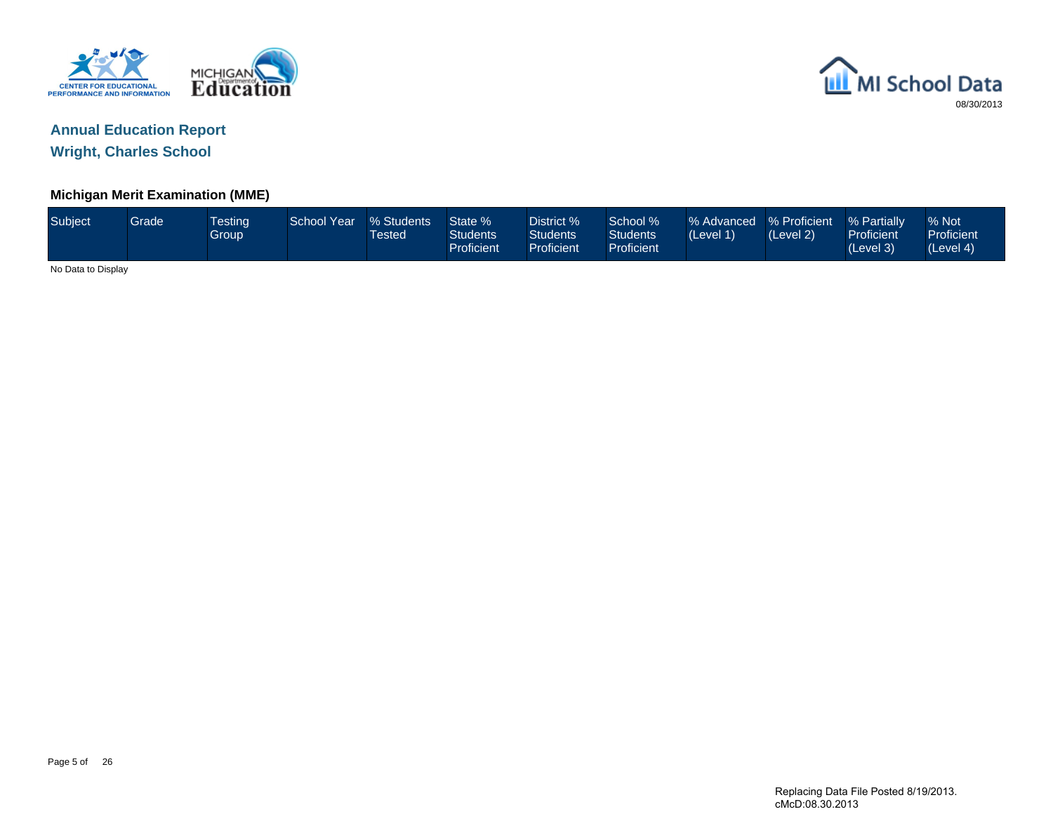# Annual Education Report

## Wright, Charles School

### Michigan Merit Examination (MME)

| Subject | Grade | Testing Group | School Year | % Students Tested | State % Students Proficient | District % Students Proficient | School % Students Proficient | % Advanced (Level 1) | % Proficient (Level 2) | % Partially Proficient (Level 3) | % Not Proficient (Level 4) |
|---|---|---|---|---|---|---|---|---|---|---|---|

No Data to Display

Replacing Data File Posted 8/19/2013.
cMcD:08.30.2013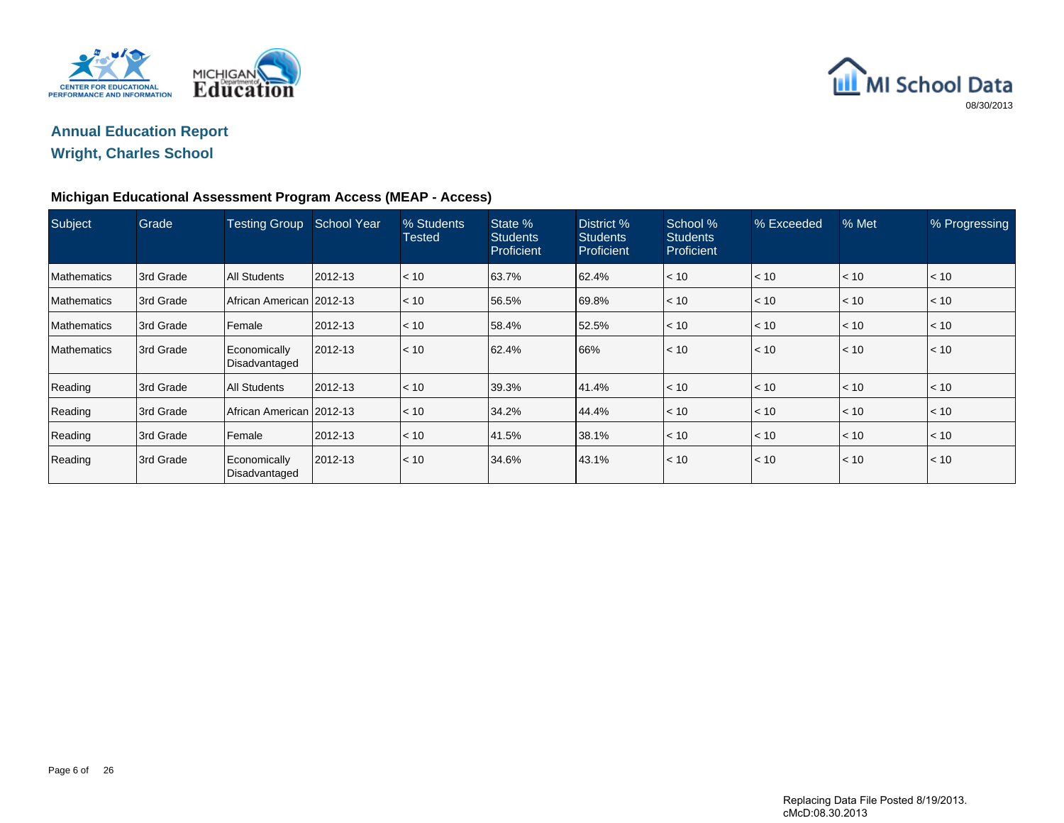## Annual Education Report

## Wright, Charles School

### Michigan Educational Assessment Program Access (MEAP - Access)

| Subject | Grade | Testing Group | School Year | % Students Tested | State % Students Proficient | District % Students Proficient | School % Students Proficient | % Exceeded | % Met | % Progressing |
|---|---|---|---|---|---|---|---|---|---|---|
| Mathematics | 3rd Grade | All Students | 2012-13 | < 10 | 63.7% | 62.4% | < 10 | < 10 | < 10 | < 10 |
| Mathematics | 3rd Grade | African American | 2012-13 | < 10 | 56.5% | 69.8% | < 10 | < 10 | < 10 | < 10 |
| Mathematics | 3rd Grade | Female | 2012-13 | < 10 | 58.4% | 52.5% | < 10 | < 10 | < 10 | < 10 |
| Mathematics | 3rd Grade | Economically Disadvantaged | 2012-13 | < 10 | 62.4% | 66% | < 10 | < 10 | < 10 | < 10 |
| Reading | 3rd Grade | All Students | 2012-13 | < 10 | 39.3% | 41.4% | < 10 | < 10 | < 10 | < 10 |
| Reading | 3rd Grade | African American | 2012-13 | < 10 | 34.2% | 44.4% | < 10 | < 10 | < 10 | < 10 |
| Reading | 3rd Grade | Female | 2012-13 | < 10 | 41.5% | 38.1% | < 10 | < 10 | < 10 | < 10 |
| Reading | 3rd Grade | Economically Disadvantaged | 2012-13 | < 10 | 34.6% | 43.1% | < 10 | < 10 | < 10 | < 10 |

Replacing Data File Posted 8/19/2013.
cMcD:08.30.2013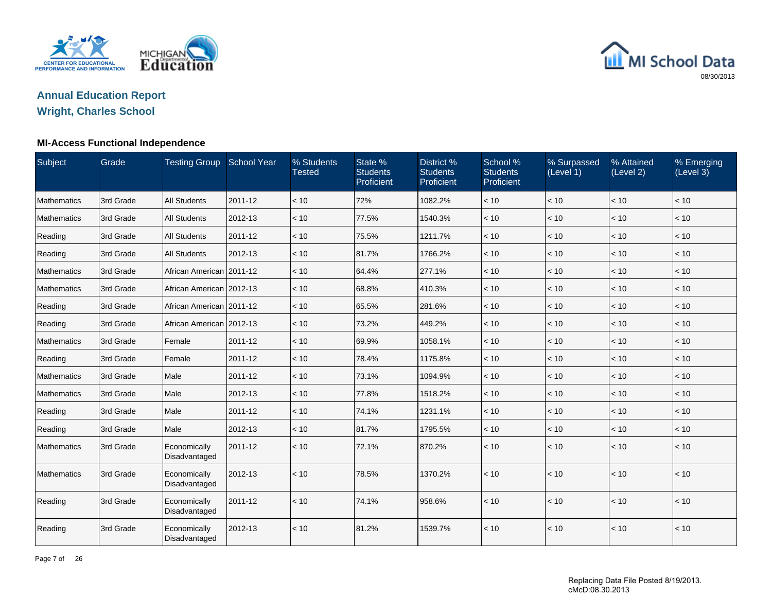## Annual Education Report
## Wright, Charles School

### MI-Access Functional Independence

| Subject | Grade | Testing Group | School Year | % Students Tested | State % Students Proficient | District % Students Proficient | School % Students Proficient | % Surpassed (Level 1) | % Attained (Level 2) | % Emerging (Level 3) |
|---|---|---|---|---|---|---|---|---|---|---|
| Mathematics | 3rd Grade | All Students | 2011-12 | < 10 | 72% | 1082.2% | < 10 | < 10 | < 10 | < 10 |
| Mathematics | 3rd Grade | All Students | 2012-13 | < 10 | 77.5% | 1540.3% | < 10 | < 10 | < 10 | < 10 |
| Reading | 3rd Grade | All Students | 2011-12 | < 10 | 75.5% | 1211.7% | < 10 | < 10 | < 10 | < 10 |
| Reading | 3rd Grade | All Students | 2012-13 | < 10 | 81.7% | 1766.2% | < 10 | < 10 | < 10 | < 10 |
| Mathematics | 3rd Grade | African American | 2011-12 | < 10 | 64.4% | 277.1% | < 10 | < 10 | < 10 | < 10 |
| Mathematics | 3rd Grade | African American | 2012-13 | < 10 | 68.8% | 410.3% | < 10 | < 10 | < 10 | < 10 |
| Reading | 3rd Grade | African American | 2011-12 | < 10 | 65.5% | 281.6% | < 10 | < 10 | < 10 | < 10 |
| Reading | 3rd Grade | African American | 2012-13 | < 10 | 73.2% | 449.2% | < 10 | < 10 | < 10 | < 10 |
| Mathematics | 3rd Grade | Female | 2011-12 | < 10 | 69.9% | 1058.1% | < 10 | < 10 | < 10 | < 10 |
| Reading | 3rd Grade | Female | 2011-12 | < 10 | 78.4% | 1175.8% | < 10 | < 10 | < 10 | < 10 |
| Mathematics | 3rd Grade | Male | 2011-12 | < 10 | 73.1% | 1094.9% | < 10 | < 10 | < 10 | < 10 |
| Mathematics | 3rd Grade | Male | 2012-13 | < 10 | 77.8% | 1518.2% | < 10 | < 10 | < 10 | < 10 |
| Reading | 3rd Grade | Male | 2011-12 | < 10 | 74.1% | 1231.1% | < 10 | < 10 | < 10 | < 10 |
| Reading | 3rd Grade | Male | 2012-13 | < 10 | 81.7% | 1795.5% | < 10 | < 10 | < 10 | < 10 |
| Mathematics | 3rd Grade | Economically Disadvantaged | 2011-12 | < 10 | 72.1% | 870.2% | < 10 | < 10 | < 10 | < 10 |
| Mathematics | 3rd Grade | Economically Disadvantaged | 2012-13 | < 10 | 78.5% | 1370.2% | < 10 | < 10 | < 10 | < 10 |
| Reading | 3rd Grade | Economically Disadvantaged | 2011-12 | < 10 | 74.1% | 958.6% | < 10 | < 10 | < 10 | < 10 |
| Reading | 3rd Grade | Economically Disadvantaged | 2012-13 | < 10 | 81.2% | 1539.7% | < 10 | < 10 | < 10 | < 10 |

Replacing Data File Posted 8/19/2013.
cMcD:08.30.2013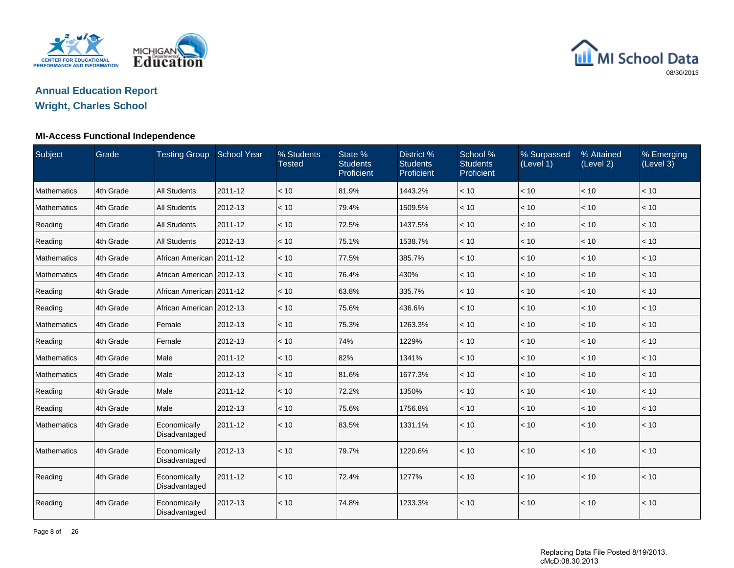## Annual Education Report

## Wright, Charles School

### MI-Access Functional Independence

| Subject | Grade | Testing Group | School Year | % Students Tested | State % Students Proficient | District % Students Proficient | School % Students Proficient | % Surpassed (Level 1) | % Attained (Level 2) | % Emerging (Level 3) |
|---|---|---|---|---|---|---|---|---|---|---|
| Mathematics | 4th Grade | All Students | 2011-12 | < 10 | 81.9% | 1443.2% | < 10 | < 10 | < 10 | < 10 |
| Mathematics | 4th Grade | All Students | 2012-13 | < 10 | 79.4% | 1509.5% | < 10 | < 10 | < 10 | < 10 |
| Reading | 4th Grade | All Students | 2011-12 | < 10 | 72.5% | 1437.5% | < 10 | < 10 | < 10 | < 10 |
| Reading | 4th Grade | All Students | 2012-13 | < 10 | 75.1% | 1538.7% | < 10 | < 10 | < 10 | < 10 |
| Mathematics | 4th Grade | African American | 2011-12 | < 10 | 77.5% | 385.7% | < 10 | < 10 | < 10 | < 10 |
| Mathematics | 4th Grade | African American | 2012-13 | < 10 | 76.4% | 430% | < 10 | < 10 | < 10 | < 10 |
| Reading | 4th Grade | African American | 2011-12 | < 10 | 63.8% | 335.7% | < 10 | < 10 | < 10 | < 10 |
| Reading | 4th Grade | African American | 2012-13 | < 10 | 75.6% | 436.6% | < 10 | < 10 | < 10 | < 10 |
| Mathematics | 4th Grade | Female | 2012-13 | < 10 | 75.3% | 1263.3% | < 10 | < 10 | < 10 | < 10 |
| Reading | 4th Grade | Female | 2012-13 | < 10 | 74% | 1229% | < 10 | < 10 | < 10 | < 10 |
| Mathematics | 4th Grade | Male | 2011-12 | < 10 | 82% | 1341% | < 10 | < 10 | < 10 | < 10 |
| Mathematics | 4th Grade | Male | 2012-13 | < 10 | 81.6% | 1677.3% | < 10 | < 10 | < 10 | < 10 |
| Reading | 4th Grade | Male | 2011-12 | < 10 | 72.2% | 1350% | < 10 | < 10 | < 10 | < 10 |
| Reading | 4th Grade | Male | 2012-13 | < 10 | 75.6% | 1756.8% | < 10 | < 10 | < 10 | < 10 |
| Mathematics | 4th Grade | Economically Disadvantaged | 2011-12 | < 10 | 83.5% | 1331.1% | < 10 | < 10 | < 10 | < 10 |
| Mathematics | 4th Grade | Economically Disadvantaged | 2012-13 | < 10 | 79.7% | 1220.6% | < 10 | < 10 | < 10 | < 10 |
| Reading | 4th Grade | Economically Disadvantaged | 2011-12 | < 10 | 72.4% | 1277% | < 10 | < 10 | < 10 | < 10 |
| Reading | 4th Grade | Economically Disadvantaged | 2012-13 | < 10 | 74.8% | 1233.3% | < 10 | < 10 | < 10 | < 10 |

Replacing Data File Posted 8/19/2013.
cMcD:08.30.2013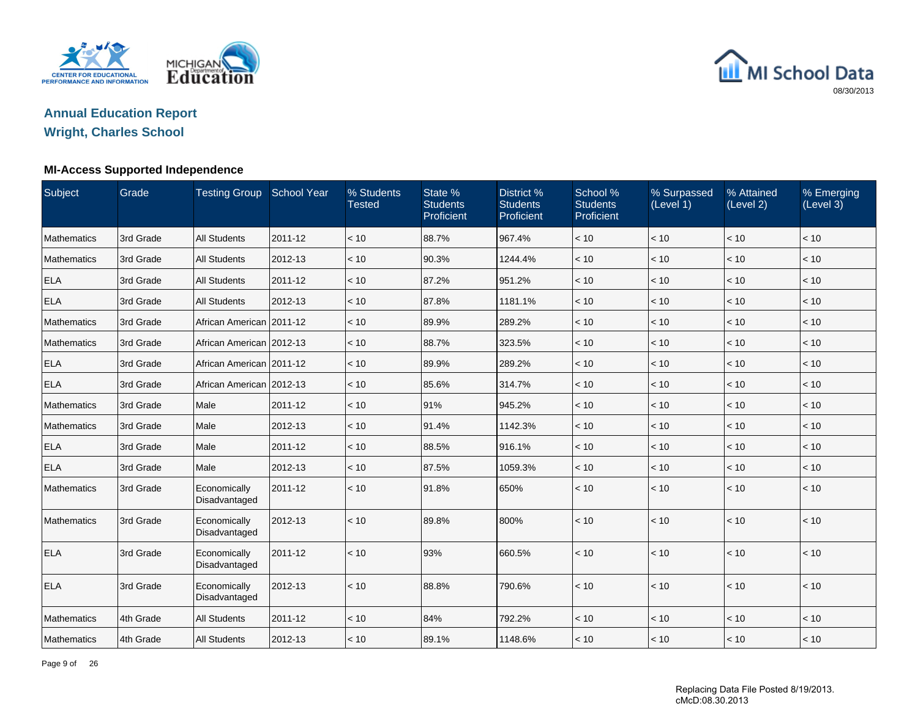# Annual Education Report

## Wright, Charles School

### MI-Access Supported Independence

| Subject | Grade | Testing Group | School Year | % Students Tested | State % Students Proficient | District % Students Proficient | School % Students Proficient | % Surpassed (Level 1) | % Attained (Level 2) | % Emerging (Level 3) |
|---|---|---|---|---|---|---|---|---|---|---|
| Mathematics | 3rd Grade | All Students | 2011-12 | < 10 | 88.7% | 967.4% | < 10 | < 10 | < 10 | < 10 |
| Mathematics | 3rd Grade | All Students | 2012-13 | < 10 | 90.3% | 1244.4% | < 10 | < 10 | < 10 | < 10 |
| ELA | 3rd Grade | All Students | 2011-12 | < 10 | 87.2% | 951.2% | < 10 | < 10 | < 10 | < 10 |
| ELA | 3rd Grade | All Students | 2012-13 | < 10 | 87.8% | 1181.1% | < 10 | < 10 | < 10 | < 10 |
| Mathematics | 3rd Grade | African American | 2011-12 | < 10 | 89.9% | 289.2% | < 10 | < 10 | < 10 | < 10 |
| Mathematics | 3rd Grade | African American | 2012-13 | < 10 | 88.7% | 323.5% | < 10 | < 10 | < 10 | < 10 |
| ELA | 3rd Grade | African American | 2011-12 | < 10 | 89.9% | 289.2% | < 10 | < 10 | < 10 | < 10 |
| ELA | 3rd Grade | African American | 2012-13 | < 10 | 85.6% | 314.7% | < 10 | < 10 | < 10 | < 10 |
| Mathematics | 3rd Grade | Male | 2011-12 | < 10 | 91% | 945.2% | < 10 | < 10 | < 10 | < 10 |
| Mathematics | 3rd Grade | Male | 2012-13 | < 10 | 91.4% | 1142.3% | < 10 | < 10 | < 10 | < 10 |
| ELA | 3rd Grade | Male | 2011-12 | < 10 | 88.5% | 916.1% | < 10 | < 10 | < 10 | < 10 |
| ELA | 3rd Grade | Male | 2012-13 | < 10 | 87.5% | 1059.3% | < 10 | < 10 | < 10 | < 10 |
| Mathematics | 3rd Grade | Economically Disadvantaged | 2011-12 | < 10 | 91.8% | 650% | < 10 | < 10 | < 10 | < 10 |
| Mathematics | 3rd Grade | Economically Disadvantaged | 2012-13 | < 10 | 89.8% | 800% | < 10 | < 10 | < 10 | < 10 |
| ELA | 3rd Grade | Economically Disadvantaged | 2011-12 | < 10 | 93% | 660.5% | < 10 | < 10 | < 10 | < 10 |
| ELA | 3rd Grade | Economically Disadvantaged | 2012-13 | < 10 | 88.8% | 790.6% | < 10 | < 10 | < 10 | < 10 |
| Mathematics | 4th Grade | All Students | 2011-12 | < 10 | 84% | 792.2% | < 10 | < 10 | < 10 | < 10 |
| Mathematics | 4th Grade | All Students | 2012-13 | < 10 | 89.1% | 1148.6% | < 10 | < 10 | < 10 | < 10 |

Replacing Data File Posted 8/19/2013.
cMcD:08.30.2013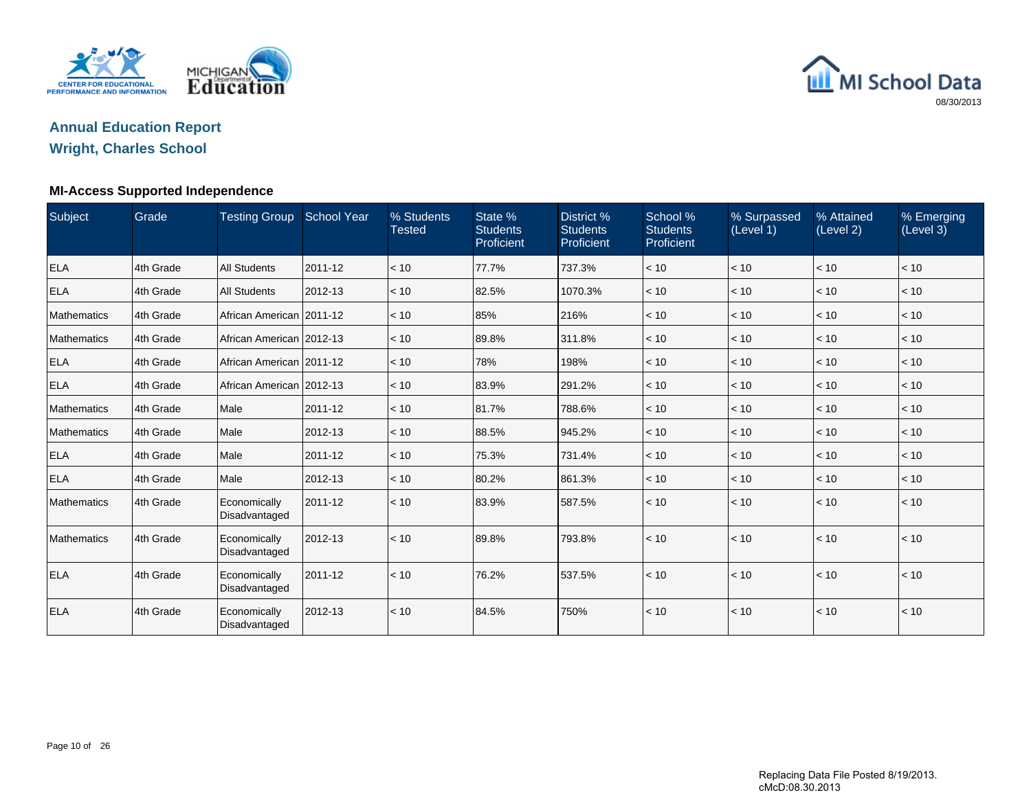## Annual Education Report

## Wright, Charles School

### MI-Access Supported Independence

| Subject | Grade | Testing Group | School Year | % Students Tested | State % Students Proficient | District % Students Proficient | School % Students Proficient | % Surpassed (Level 1) | % Attained (Level 2) | % Emerging (Level 3) |
|---|---|---|---|---|---|---|---|---|---|---|
| ELA | 4th Grade | All Students | 2011-12 | < 10 | 77.7% | 737.3% | < 10 | < 10 | < 10 | < 10 |
| ELA | 4th Grade | All Students | 2012-13 | < 10 | 82.5% | 1070.3% | < 10 | < 10 | < 10 | < 10 |
| Mathematics | 4th Grade | African American | 2011-12 | < 10 | 85% | 216% | < 10 | < 10 | < 10 | < 10 |
| Mathematics | 4th Grade | African American | 2012-13 | < 10 | 89.8% | 311.8% | < 10 | < 10 | < 10 | < 10 |
| ELA | 4th Grade | African American | 2011-12 | < 10 | 78% | 198% | < 10 | < 10 | < 10 | < 10 |
| ELA | 4th Grade | African American | 2012-13 | < 10 | 83.9% | 291.2% | < 10 | < 10 | < 10 | < 10 |
| Mathematics | 4th Grade | Male | 2011-12 | < 10 | 81.7% | 788.6% | < 10 | < 10 | < 10 | < 10 |
| Mathematics | 4th Grade | Male | 2012-13 | < 10 | 88.5% | 945.2% | < 10 | < 10 | < 10 | < 10 |
| ELA | 4th Grade | Male | 2011-12 | < 10 | 75.3% | 731.4% | < 10 | < 10 | < 10 | < 10 |
| ELA | 4th Grade | Male | 2012-13 | < 10 | 80.2% | 861.3% | < 10 | < 10 | < 10 | < 10 |
| Mathematics | 4th Grade | Economically Disadvantaged | 2011-12 | < 10 | 83.9% | 587.5% | < 10 | < 10 | < 10 | < 10 |
| Mathematics | 4th Grade | Economically Disadvantaged | 2012-13 | < 10 | 89.8% | 793.8% | < 10 | < 10 | < 10 | < 10 |
| ELA | 4th Grade | Economically Disadvantaged | 2011-12 | < 10 | 76.2% | 537.5% | < 10 | < 10 | < 10 | < 10 |
| ELA | 4th Grade | Economically Disadvantaged | 2012-13 | < 10 | 84.5% | 750% | < 10 | < 10 | < 10 | < 10 |

Replacing Data File Posted 8/19/2013.
cMcD:08.30.2013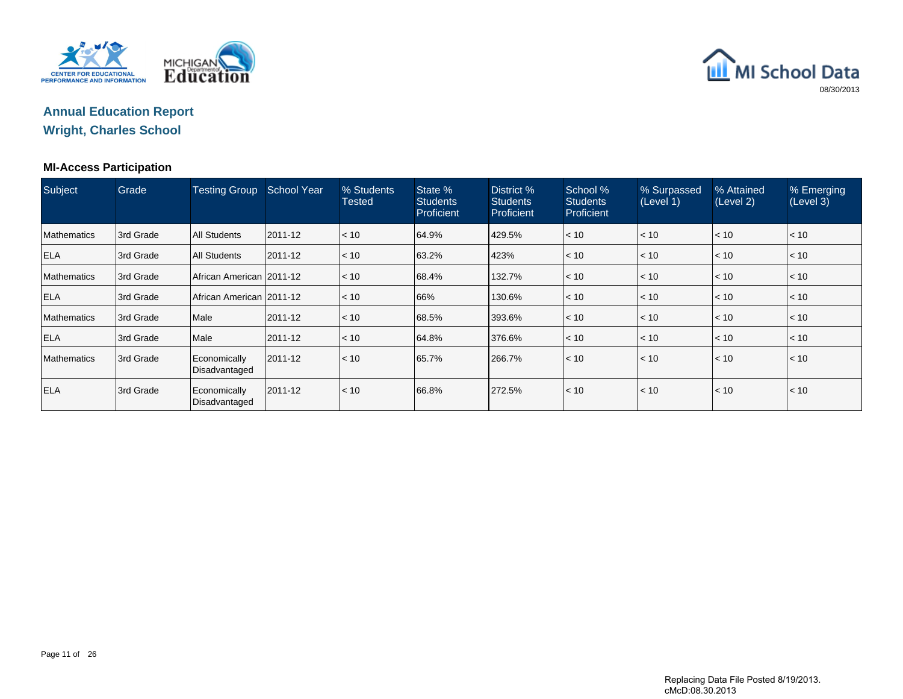## Annual Education Report
## Wright, Charles School

08/30/2013

### MI-Access Participation

| Subject | Grade | Testing Group | School Year | % Students Tested | State % Students Proficient | District % Students Proficient | School % Students Proficient | % Surpassed (Level 1) | % Attained (Level 2) | % Emerging (Level 3) |
|---|---|---|---|---|---|---|---|---|---|---|
| Mathematics | 3rd Grade | All Students | 2011-12 | < 10 | 64.9% | 429.5% | < 10 | < 10 | < 10 | < 10 |
| ELA | 3rd Grade | All Students | 2011-12 | < 10 | 63.2% | 423% | < 10 | < 10 | < 10 | < 10 |
| Mathematics | 3rd Grade | African American | 2011-12 | < 10 | 68.4% | 132.7% | < 10 | < 10 | < 10 | < 10 |
| ELA | 3rd Grade | African American | 2011-12 | < 10 | 66% | 130.6% | < 10 | < 10 | < 10 | < 10 |
| Mathematics | 3rd Grade | Male | 2011-12 | < 10 | 68.5% | 393.6% | < 10 | < 10 | < 10 | < 10 |
| ELA | 3rd Grade | Male | 2011-12 | < 10 | 64.8% | 376.6% | < 10 | < 10 | < 10 | < 10 |
| Mathematics | 3rd Grade | Economically Disadvantaged | 2011-12 | < 10 | 65.7% | 266.7% | < 10 | < 10 | < 10 | < 10 |
| ELA | 3rd Grade | Economically Disadvantaged | 2011-12 | < 10 | 66.8% | 272.5% | < 10 | < 10 | < 10 | < 10 |

Replacing Data File Posted 8/19/2013.
cMcD:08.30.2013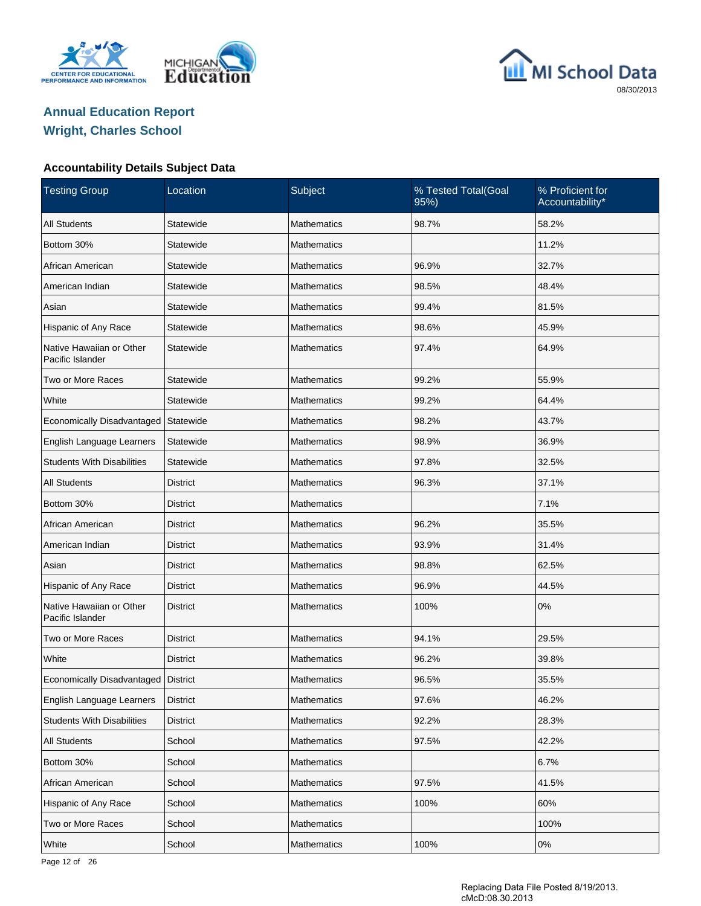# Annual Education Report

## Wright, Charles School

### Accountability Details Subject Data

| Testing Group | Location | Subject | % Tested Total(Goal 95%) | % Proficient for Accountability* |
|---|---|---|---|---|
| All Students | Statewide | Mathematics | 98.7% | 58.2% |
| Bottom 30% | Statewide | Mathematics | | 11.2% |
| African American | Statewide | Mathematics | 96.9% | 32.7% |
| American Indian | Statewide | Mathematics | 98.5% | 48.4% |
| Asian | Statewide | Mathematics | 99.4% | 81.5% |
| Hispanic of Any Race | Statewide | Mathematics | 98.6% | 45.9% |
| Native Hawaiian or Other Pacific Islander | Statewide | Mathematics | 97.4% | 64.9% |
| Two or More Races | Statewide | Mathematics | 99.2% | 55.9% |
| White | Statewide | Mathematics | 99.2% | 64.4% |
| Economically Disadvantaged | Statewide | Mathematics | 98.2% | 43.7% |
| English Language Learners | Statewide | Mathematics | 98.9% | 36.9% |
| Students With Disabilities | Statewide | Mathematics | 97.8% | 32.5% |
| All Students | District | Mathematics | 96.3% | 37.1% |
| Bottom 30% | District | Mathematics | | 7.1% |
| African American | District | Mathematics | 96.2% | 35.5% |
| American Indian | District | Mathematics | 93.9% | 31.4% |
| Asian | District | Mathematics | 98.8% | 62.5% |
| Hispanic of Any Race | District | Mathematics | 96.9% | 44.5% |
| Native Hawaiian or Other Pacific Islander | District | Mathematics | 100% | 0% |
| Two or More Races | District | Mathematics | 94.1% | 29.5% |
| White | District | Mathematics | 96.2% | 39.8% |
| Economically Disadvantaged | District | Mathematics | 96.5% | 35.5% |
| English Language Learners | District | Mathematics | 97.6% | 46.2% |
| Students With Disabilities | District | Mathematics | 92.2% | 28.3% |
| All Students | School | Mathematics | 97.5% | 42.2% |
| Bottom 30% | School | Mathematics | | 6.7% |
| African American | School | Mathematics | 97.5% | 41.5% |
| Hispanic of Any Race | School | Mathematics | 100% | 60% |
| Two or More Races | School | Mathematics | | 100% |
| White | School | Mathematics | 100% | 0% |

Replacing Data File Posted 8/19/2013.
cMcD:08.30.2013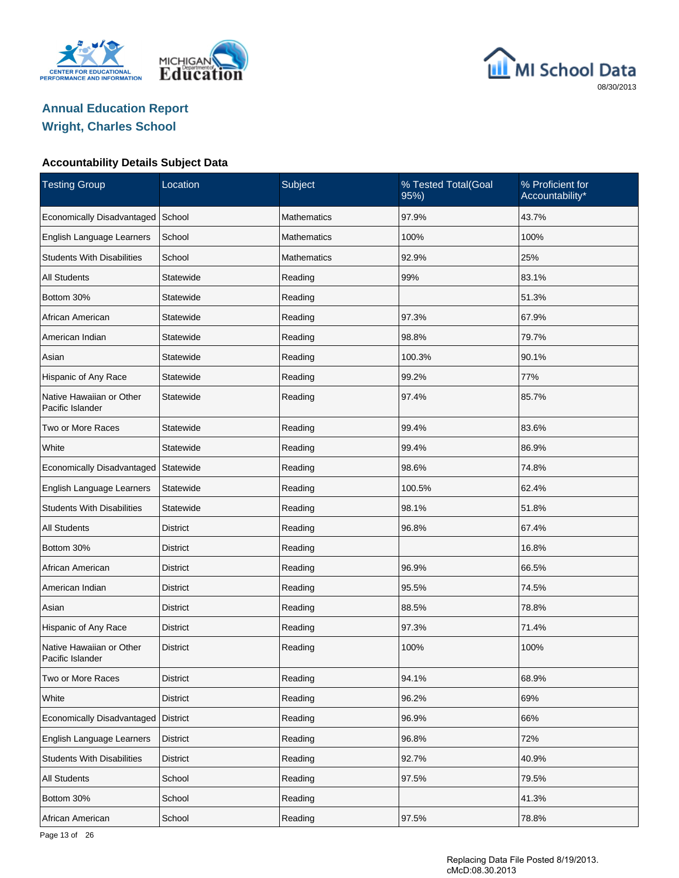# Annual Education Report
## Wright, Charles School

### Accountability Details Subject Data

| Testing Group | Location | Subject | % Tested Total(Goal 95%) | % Proficient for Accountability* |
|---|---|---|---|---|
| Economically Disadvantaged | School | Mathematics | 97.9% | 43.7% |
| English Language Learners | School | Mathematics | 100% | 100% |
| Students With Disabilities | School | Mathematics | 92.9% | 25% |
| All Students | Statewide | Reading | 99% | 83.1% |
| Bottom 30% | Statewide | Reading | | 51.3% |
| African American | Statewide | Reading | 97.3% | 67.9% |
| American Indian | Statewide | Reading | 98.8% | 79.7% |
| Asian | Statewide | Reading | 100.3% | 90.1% |
| Hispanic of Any Race | Statewide | Reading | 99.2% | 77% |
| Native Hawaiian or Other Pacific Islander | Statewide | Reading | 97.4% | 85.7% |
| Two or More Races | Statewide | Reading | 99.4% | 83.6% |
| White | Statewide | Reading | 99.4% | 86.9% |
| Economically Disadvantaged | Statewide | Reading | 98.6% | 74.8% |
| English Language Learners | Statewide | Reading | 100.5% | 62.4% |
| Students With Disabilities | Statewide | Reading | 98.1% | 51.8% |
| All Students | District | Reading | 96.8% | 67.4% |
| Bottom 30% | District | Reading | | 16.8% |
| African American | District | Reading | 96.9% | 66.5% |
| American Indian | District | Reading | 95.5% | 74.5% |
| Asian | District | Reading | 88.5% | 78.8% |
| Hispanic of Any Race | District | Reading | 97.3% | 71.4% |
| Native Hawaiian or Other Pacific Islander | District | Reading | 100% | 100% |
| Two or More Races | District | Reading | 94.1% | 68.9% |
| White | District | Reading | 96.2% | 69% |
| Economically Disadvantaged | District | Reading | 96.9% | 66% |
| English Language Learners | District | Reading | 96.8% | 72% |
| Students With Disabilities | District | Reading | 92.7% | 40.9% |
| All Students | School | Reading | 97.5% | 79.5% |
| Bottom 30% | School | Reading | | 41.3% |
| African American | School | Reading | 97.5% | 78.8% |

Replacing Data File Posted 8/19/2013.
cMcD:08.30.2013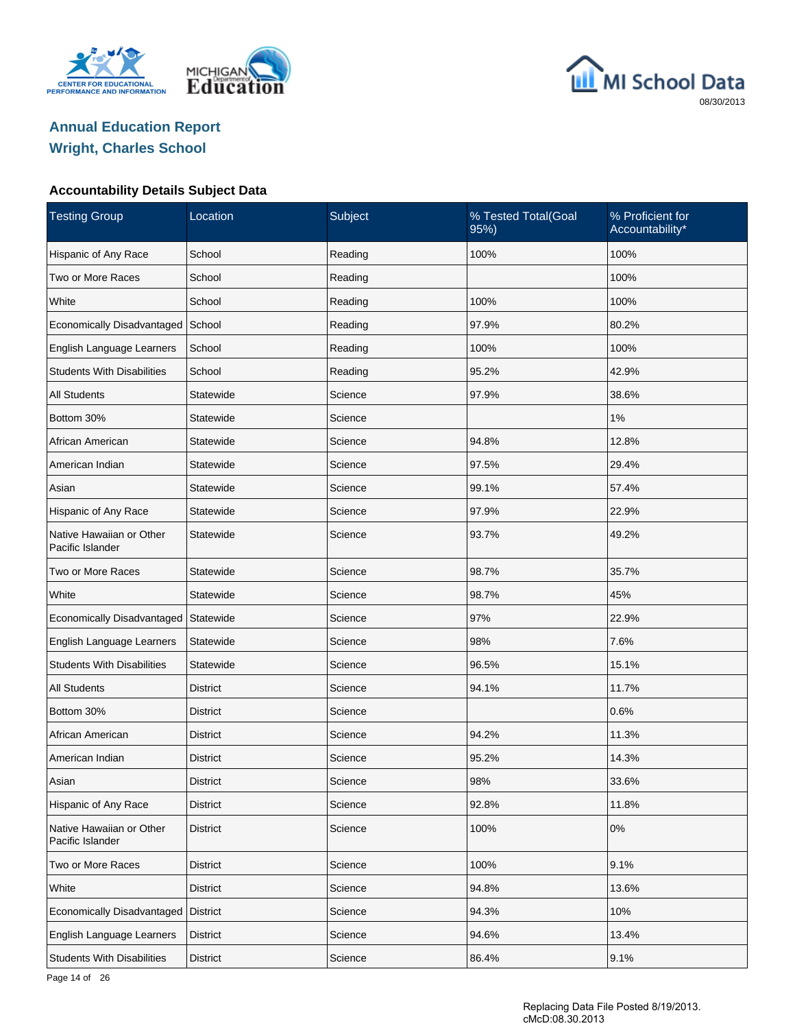## Annual Education Report
## Wright, Charles School

### Accountability Details Subject Data

| Testing Group | Location | Subject | % Tested Total(Goal 95%) | % Proficient for Accountability* |
|---|---|---|---|---|
| Hispanic of Any Race | School | Reading | 100% | 100% |
| Two or More Races | School | Reading | | 100% |
| White | School | Reading | 100% | 100% |
| Economically Disadvantaged | School | Reading | 97.9% | 80.2% |
| English Language Learners | School | Reading | 100% | 100% |
| Students With Disabilities | School | Reading | 95.2% | 42.9% |
| All Students | Statewide | Science | 97.9% | 38.6% |
| Bottom 30% | Statewide | Science | | 1% |
| African American | Statewide | Science | 94.8% | 12.8% |
| American Indian | Statewide | Science | 97.5% | 29.4% |
| Asian | Statewide | Science | 99.1% | 57.4% |
| Hispanic of Any Race | Statewide | Science | 97.9% | 22.9% |
| Native Hawaiian or Other Pacific Islander | Statewide | Science | 93.7% | 49.2% |
| Two or More Races | Statewide | Science | 98.7% | 35.7% |
| White | Statewide | Science | 98.7% | 45% |
| Economically Disadvantaged | Statewide | Science | 97% | 22.9% |
| English Language Learners | Statewide | Science | 98% | 7.6% |
| Students With Disabilities | Statewide | Science | 96.5% | 15.1% |
| All Students | District | Science | 94.1% | 11.7% |
| Bottom 30% | District | Science | | 0.6% |
| African American | District | Science | 94.2% | 11.3% |
| American Indian | District | Science | 95.2% | 14.3% |
| Asian | District | Science | 98% | 33.6% |
| Hispanic of Any Race | District | Science | 92.8% | 11.8% |
| Native Hawaiian or Other Pacific Islander | District | Science | 100% | 0% |
| Two or More Races | District | Science | 100% | 9.1% |
| White | District | Science | 94.8% | 13.6% |
| Economically Disadvantaged | District | Science | 94.3% | 10% |
| English Language Learners | District | Science | 94.6% | 13.4% |
| Students With Disabilities | District | Science | 86.4% | 9.1% |

Replacing Data File Posted 8/19/2013.
cMcD:08.30.2013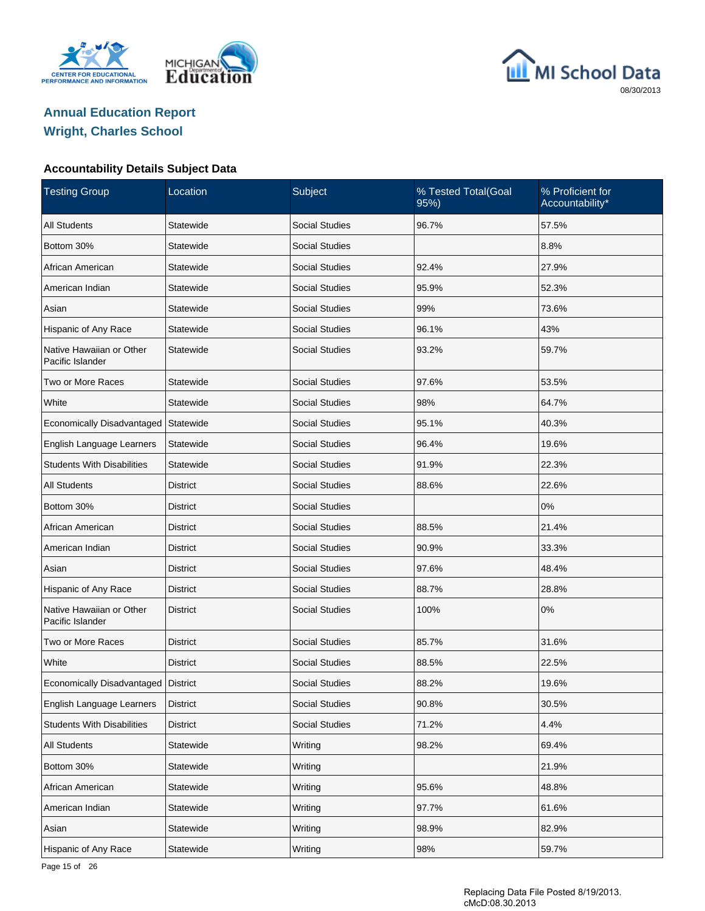## Annual Education Report
## Wright, Charles School

### Accountability Details Subject Data

| Testing Group | Location | Subject | % Tested Total(Goal 95%) | % Proficient for Accountability* |
|---|---|---|---|---|
| All Students | Statewide | Social Studies | 96.7% | 57.5% |
| Bottom 30% | Statewide | Social Studies | | 8.8% |
| African American | Statewide | Social Studies | 92.4% | 27.9% |
| American Indian | Statewide | Social Studies | 95.9% | 52.3% |
| Asian | Statewide | Social Studies | 99% | 73.6% |
| Hispanic of Any Race | Statewide | Social Studies | 96.1% | 43% |
| Native Hawaiian or Other Pacific Islander | Statewide | Social Studies | 93.2% | 59.7% |
| Two or More Races | Statewide | Social Studies | 97.6% | 53.5% |
| White | Statewide | Social Studies | 98% | 64.7% |
| Economically Disadvantaged | Statewide | Social Studies | 95.1% | 40.3% |
| English Language Learners | Statewide | Social Studies | 96.4% | 19.6% |
| Students With Disabilities | Statewide | Social Studies | 91.9% | 22.3% |
| All Students | District | Social Studies | 88.6% | 22.6% |
| Bottom 30% | District | Social Studies | | 0% |
| African American | District | Social Studies | 88.5% | 21.4% |
| American Indian | District | Social Studies | 90.9% | 33.3% |
| Asian | District | Social Studies | 97.6% | 48.4% |
| Hispanic of Any Race | District | Social Studies | 88.7% | 28.8% |
| Native Hawaiian or Other Pacific Islander | District | Social Studies | 100% | 0% |
| Two or More Races | District | Social Studies | 85.7% | 31.6% |
| White | District | Social Studies | 88.5% | 22.5% |
| Economically Disadvantaged | District | Social Studies | 88.2% | 19.6% |
| English Language Learners | District | Social Studies | 90.8% | 30.5% |
| Students With Disabilities | District | Social Studies | 71.2% | 4.4% |
| All Students | Statewide | Writing | 98.2% | 69.4% |
| Bottom 30% | Statewide | Writing | | 21.9% |
| African American | Statewide | Writing | 95.6% | 48.8% |
| American Indian | Statewide | Writing | 97.7% | 61.6% |
| Asian | Statewide | Writing | 98.9% | 82.9% |
| Hispanic of Any Race | Statewide | Writing | 98% | 59.7% |

Replacing Data File Posted 8/19/2013.
cMcD:08.30.2013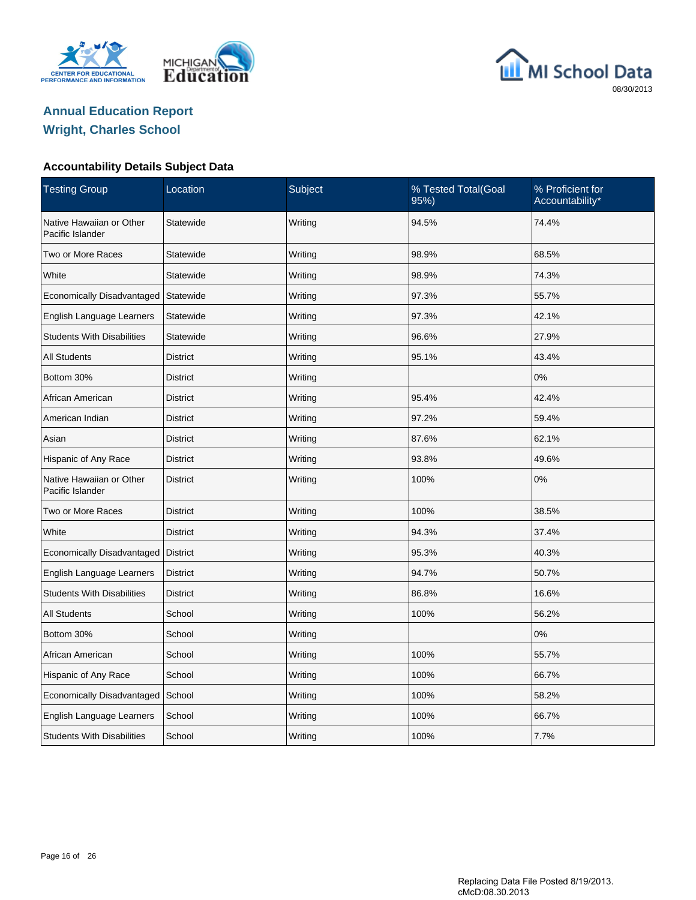## Annual Education Report
## Wright, Charles School

### Accountability Details Subject Data

| Testing Group | Location | Subject | % Tested Total(Goal 95%) | % Proficient for Accountability* |
|---|---|---|---|---|
| Native Hawaiian or Other Pacific Islander | Statewide | Writing | 94.5% | 74.4% |
| Two or More Races | Statewide | Writing | 98.9% | 68.5% |
| White | Statewide | Writing | 98.9% | 74.3% |
| Economically Disadvantaged | Statewide | Writing | 97.3% | 55.7% |
| English Language Learners | Statewide | Writing | 97.3% | 42.1% |
| Students With Disabilities | Statewide | Writing | 96.6% | 27.9% |
| All Students | District | Writing | 95.1% | 43.4% |
| Bottom 30% | District | Writing | | 0% |
| African American | District | Writing | 95.4% | 42.4% |
| American Indian | District | Writing | 97.2% | 59.4% |
| Asian | District | Writing | 87.6% | 62.1% |
| Hispanic of Any Race | District | Writing | 93.8% | 49.6% |
| Native Hawaiian or Other Pacific Islander | District | Writing | 100% | 0% |
| Two or More Races | District | Writing | 100% | 38.5% |
| White | District | Writing | 94.3% | 37.4% |
| Economically Disadvantaged | District | Writing | 95.3% | 40.3% |
| English Language Learners | District | Writing | 94.7% | 50.7% |
| Students With Disabilities | District | Writing | 86.8% | 16.6% |
| All Students | School | Writing | 100% | 56.2% |
| Bottom 30% | School | Writing | | 0% |
| African American | School | Writing | 100% | 55.7% |
| Hispanic of Any Race | School | Writing | 100% | 66.7% |
| Economically Disadvantaged | School | Writing | 100% | 58.2% |
| English Language Learners | School | Writing | 100% | 66.7% |
| Students With Disabilities | School | Writing | 100% | 7.7% |

Replacing Data File Posted 8/19/2013.
cMcD:08.30.2013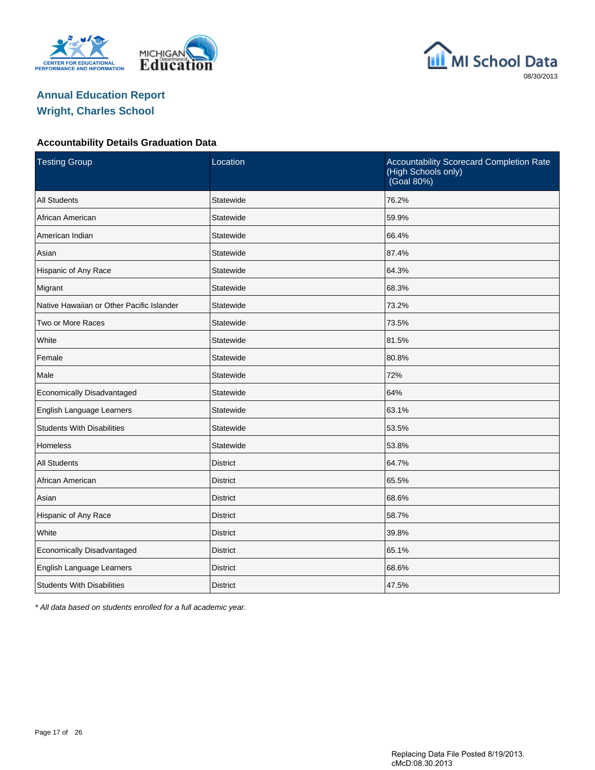# Annual Education Report
## Wright, Charles School

### Accountability Details Graduation Data

| Testing Group | Location | Accountability Scorecard Completion Rate (High Schools only) (Goal 80%) |
|---|---|---|
| All Students | Statewide | 76.2% |
| African American | Statewide | 59.9% |
| American Indian | Statewide | 66.4% |
| Asian | Statewide | 87.4% |
| Hispanic of Any Race | Statewide | 64.3% |
| Migrant | Statewide | 68.3% |
| Native Hawaiian or Other Pacific Islander | Statewide | 73.2% |
| Two or More Races | Statewide | 73.5% |
| White | Statewide | 81.5% |
| Female | Statewide | 80.8% |
| Male | Statewide | 72% |
| Economically Disadvantaged | Statewide | 64% |
| English Language Learners | Statewide | 63.1% |
| Students With Disabilities | Statewide | 53.5% |
| Homeless | Statewide | 53.8% |
| All Students | District | 64.7% |
| African American | District | 65.5% |
| Asian | District | 68.6% |
| Hispanic of Any Race | District | 58.7% |
| White | District | 39.8% |
| Economically Disadvantaged | District | 65.1% |
| English Language Learners | District | 68.6% |
| Students With Disabilities | District | 47.5% |

*\* All data based on students enrolled for a full academic year.*

Replacing Data File Posted 8/19/2013.
cMcD:08.30.2013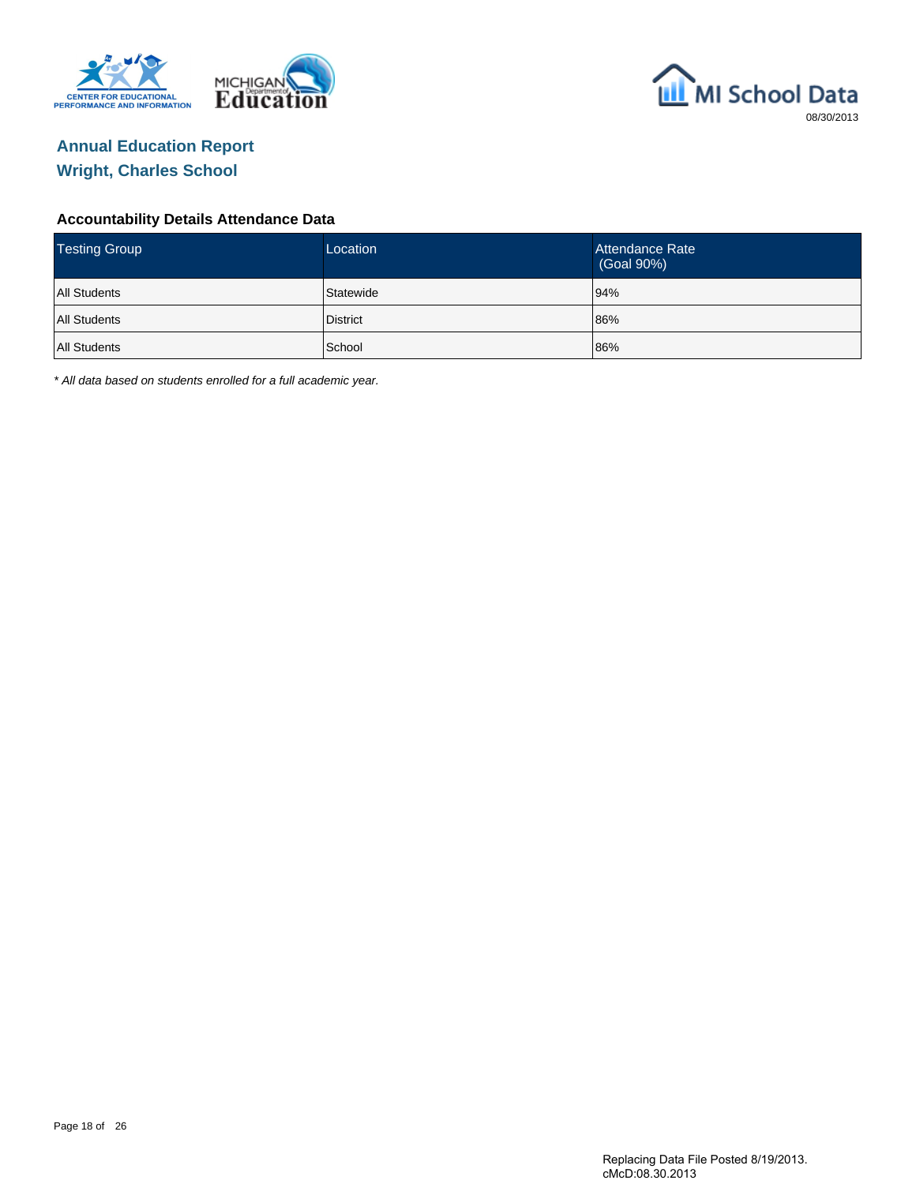# Annual Education Report
## Wright, Charles School

### Accountability Details Attendance Data

| Testing Group | Location | Attendance Rate (Goal 90%) |
|---|---|---|
| All Students | Statewide | 94% |
| All Students | District | 86% |
| All Students | School | 86% |

*\* All data based on students enrolled for a full academic year.*

Replacing Data File Posted 8/19/2013.
cMcD:08.30.2013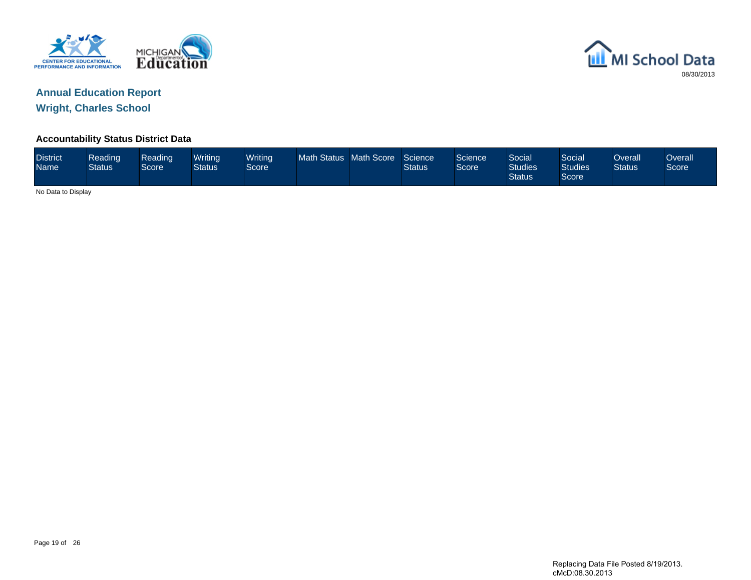# Annual Education Report

## Wright, Charles School

### Accountability Status District Data

| District Name | Reading Status | Reading Score | Writing Status | Writing Score | Math Status | Math Score | Science Status | Science Score | Social Studies Status | Social Studies Score | Overall Status | Overall Score |
|---|---|---|---|---|---|---|---|---|---|---|---|---|

No Data to Display

Replacing Data File Posted 8/19/2013.
cMcD:08.30.2013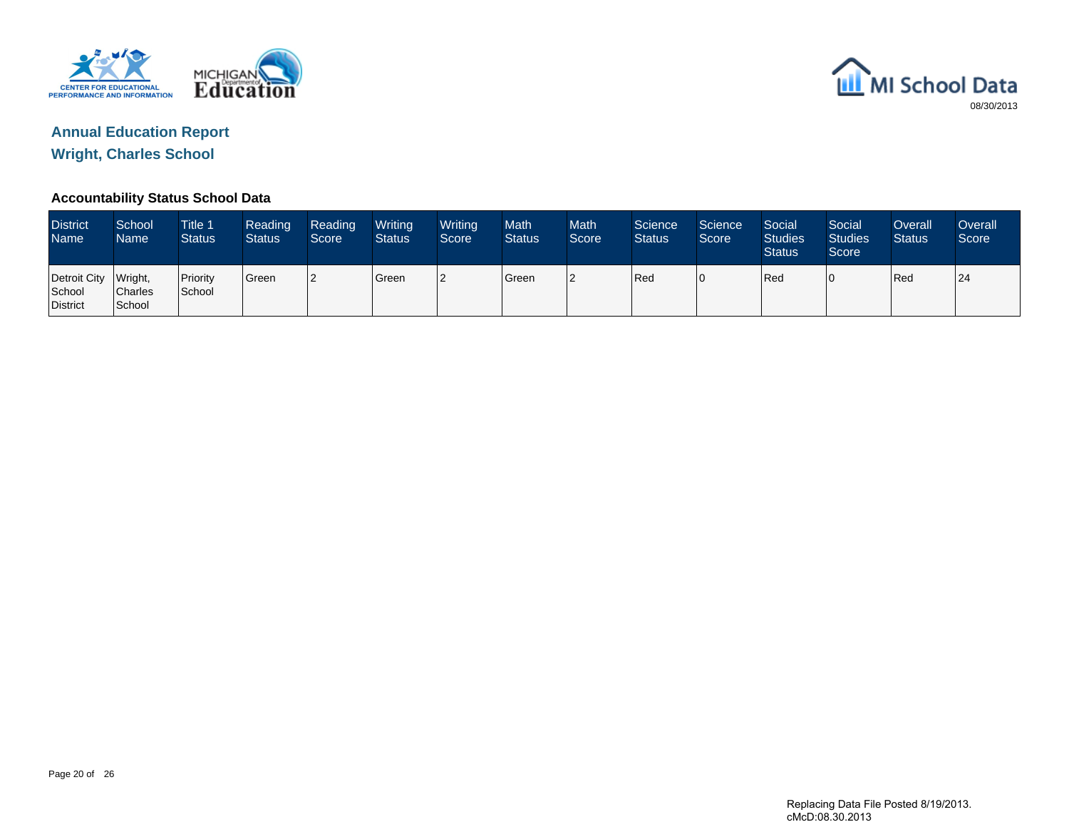CENTER FOR EDUCATIONAL PERFORMANCE AND INFORMATION

MICHIGAN Department of Education

MI School Data

08/30/2013

## Annual Education Report

## Wright, Charles School

### Accountability Status School Data

| District Name | School Name | Title 1 Status | Reading Status | Reading Score | Writing Status | Writing Score | Math Status | Math Score | Science Status | Science Score | Social Studies Status | Social Studies Score | Overall Status | Overall Score |
|---|---|---|---|---|---|---|---|---|---|---|---|---|---|---|
| Detroit City School District | Wright, Charles School | Priority School | Green | 2 | Green | 2 | Green | 2 | Red | 0 | Red | 0 | Red | 24 |

Replacing Data File Posted 8/19/2013.
cMcD:08.30.2013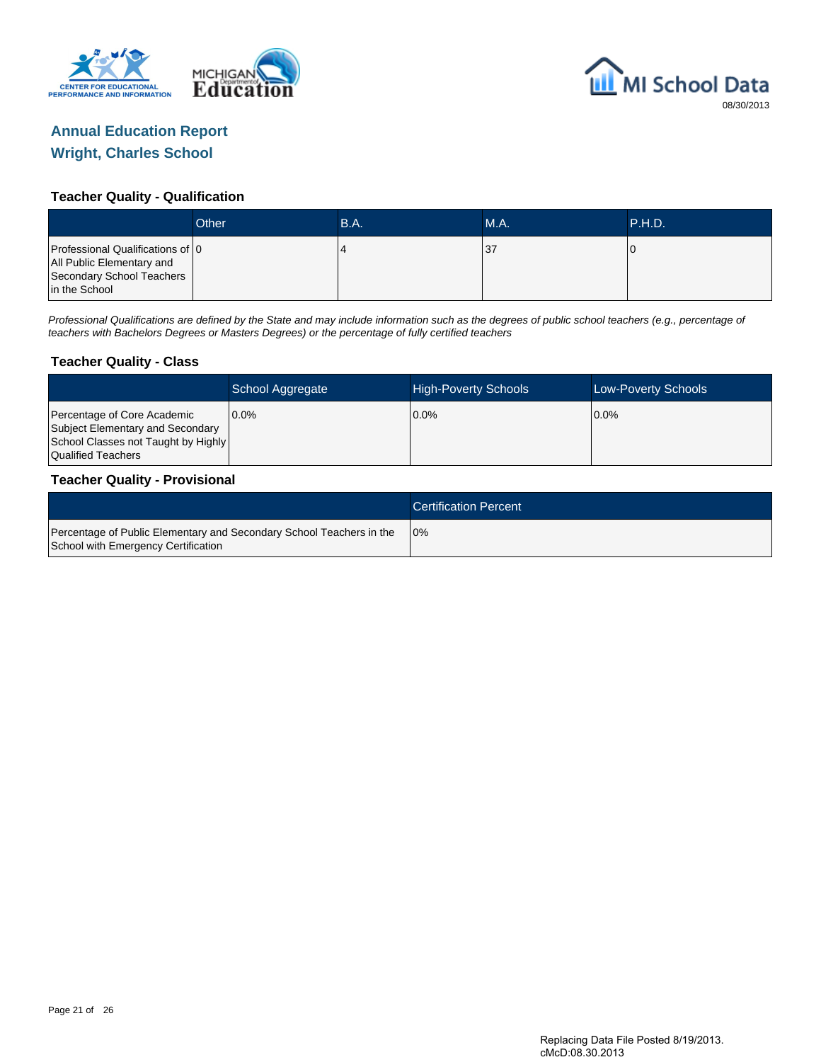# Annual Education Report
## Wright, Charles School

### Teacher Quality - Qualification

| | Other | B.A. | M.A. | P.H.D. |
|---|---|---|---|---|
| Professional Qualifications of All Public Elementary and Secondary School Teachers in the School | 0 | 4 | 37 | 0 |

*Professional Qualifications are defined by the State and may include information such as the degrees of public school teachers (e.g., percentage of teachers with Bachelors Degrees or Masters Degrees) or the percentage of fully certified teachers*

### Teacher Quality - Class

| | School Aggregate | High-Poverty Schools | Low-Poverty Schools |
|---|---|---|---|
| Percentage of Core Academic Subject Elementary and Secondary School Classes not Taught by Highly Qualified Teachers | 0.0% | 0.0% | 0.0% |

### Teacher Quality - Provisional

| | Certification Percent |
|---|---|
| Percentage of Public Elementary and Secondary School Teachers in the School with Emergency Certification | 0% |

Replacing Data File Posted 8/19/2013.
cMcD:08.30.2013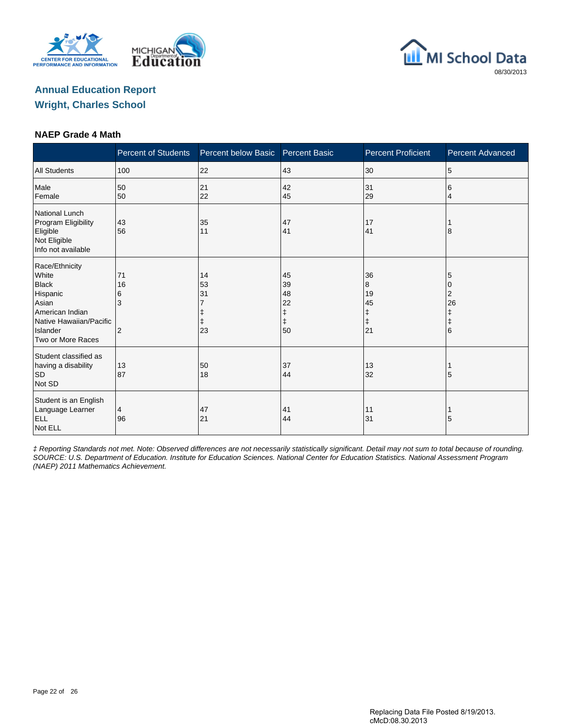Annual Education Report
Wright, Charles School

### NAEP Grade 4 Math

| | Percent of Students | Percent below Basic | Percent Basic | Percent Proficient | Percent Advanced |
|---|---|---|---|---|---|
| All Students | 100 | 22 | 43 | 30 | 5 |
| Male | 50 | 21 | 42 | 31 | 6 |
| Female | 50 | 22 | 45 | 29 | 4 |
| National Lunch Program Eligibility | | | | | |
| Eligible | 43 | 35 | 47 | 17 | 1 |
| Not Eligible | 56 | 11 | 41 | 41 | 8 |
| Info not available | | | | | |
| Race/Ethnicity | | | | | |
| White | 71 | 14 | 45 | 36 | 5 |
| Black | 16 | 53 | 39 | 8 | 0 |
| Hispanic | 6 | 31 | 48 | 19 | 2 |
| Asian | 3 | 7 | 22 | 45 | 26 |
| American Indian | | ‡ | ‡ | ‡ | ‡ |
| Native Hawaiian/Pacific Islander | | ‡ | ‡ | ‡ | ‡ |
| Two or More Races | 2 | 23 | 50 | 21 | 6 |
| Student classified as having a disability | | | | | |
| SD | 13 | 50 | 37 | 13 | 1 |
| Not SD | 87 | 18 | 44 | 32 | 5 |
| Student is an English Language Learner | | | | | |
| ELL | 4 | 47 | 41 | 11 | 1 |
| Not ELL | 96 | 21 | 44 | 31 | 5 |

*‡ Reporting Standards not met. Note: Observed differences are not necessarily statistically significant. Detail may not sum to total because of rounding. SOURCE: U.S. Department of Education. Institute for Education Sciences. National Center for Education Statistics. National Assessment Program (NAEP) 2011 Mathematics Achievement.*

Replacing Data File Posted 8/19/2013.
cMcD:08.30.2013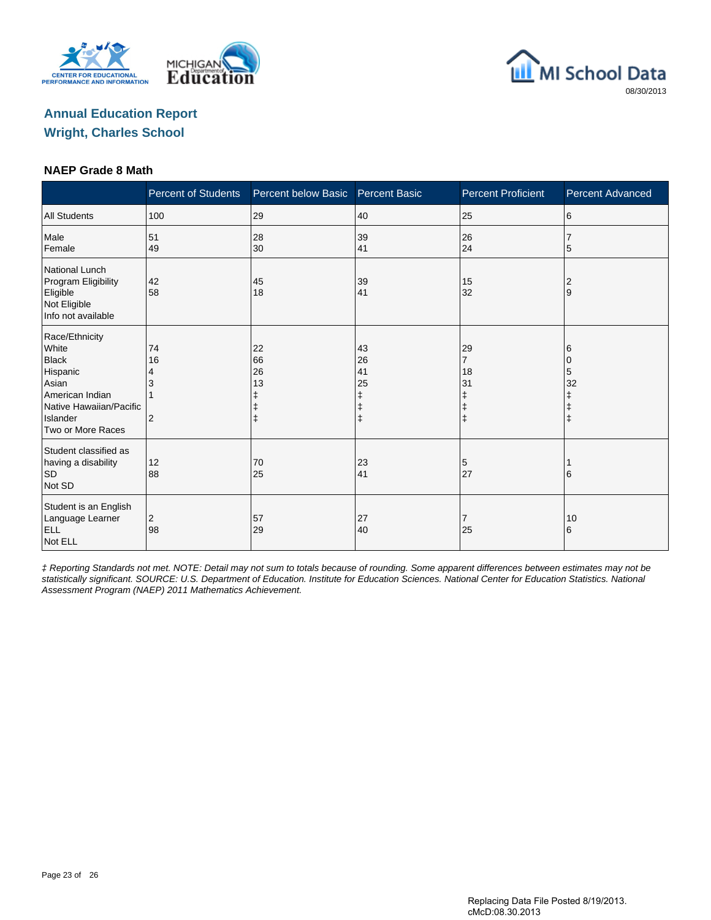# Annual Education Report
## Wright, Charles School

### NAEP Grade 8 Math

| | Percent of Students | Percent below Basic | Percent Basic | Percent Proficient | Percent Advanced |
|---|---|---|---|---|---|
| All Students | 100 | 29 | 40 | 25 | 6 |
| Male | 51 | 28 | 39 | 26 | 7 |
| Female | 49 | 30 | 41 | 24 | 5 |
| National Lunch Program Eligibility | | | | | |
| Eligible | 42 | 45 | 39 | 15 | 2 |
| Not Eligible | 58 | 18 | 41 | 32 | 9 |
| Info not available | | | | | |
| Race/Ethnicity | | | | | |
| White | 74 | 22 | 43 | 29 | 6 |
| Black | 16 | 66 | 26 | 7 | 0 |
| Hispanic | 4 | 26 | 41 | 18 | 5 |
| Asian | 3 | 13 | 25 | 31 | 32 |
| American Indian | 1 | ‡ | ‡ | ‡ | ‡ |
| Native Hawaiian/Pacific Islander | | ‡ | ‡ | ‡ | ‡ |
| Two or More Races | 2 | ‡ | ‡ | ‡ | ‡ |
| Student classified as having a disability | | | | | |
| SD | 12 | 70 | 23 | 5 | 1 |
| Not SD | 88 | 25 | 41 | 27 | 6 |
| Student is an English Language Learner | | | | | |
| ELL | 2 | 57 | 27 | 7 | 10 |
| Not ELL | 98 | 29 | 40 | 25 | 6 |

*‡ Reporting Standards not met. NOTE: Detail may not sum to totals because of rounding. Some apparent differences between estimates may not be statistically significant. SOURCE: U.S. Department of Education. Institute for Education Sciences. National Center for Education Statistics. National Assessment Program (NAEP) 2011 Mathematics Achievement.*

Replacing Data File Posted 8/19/2013.
cMcD:08.30.2013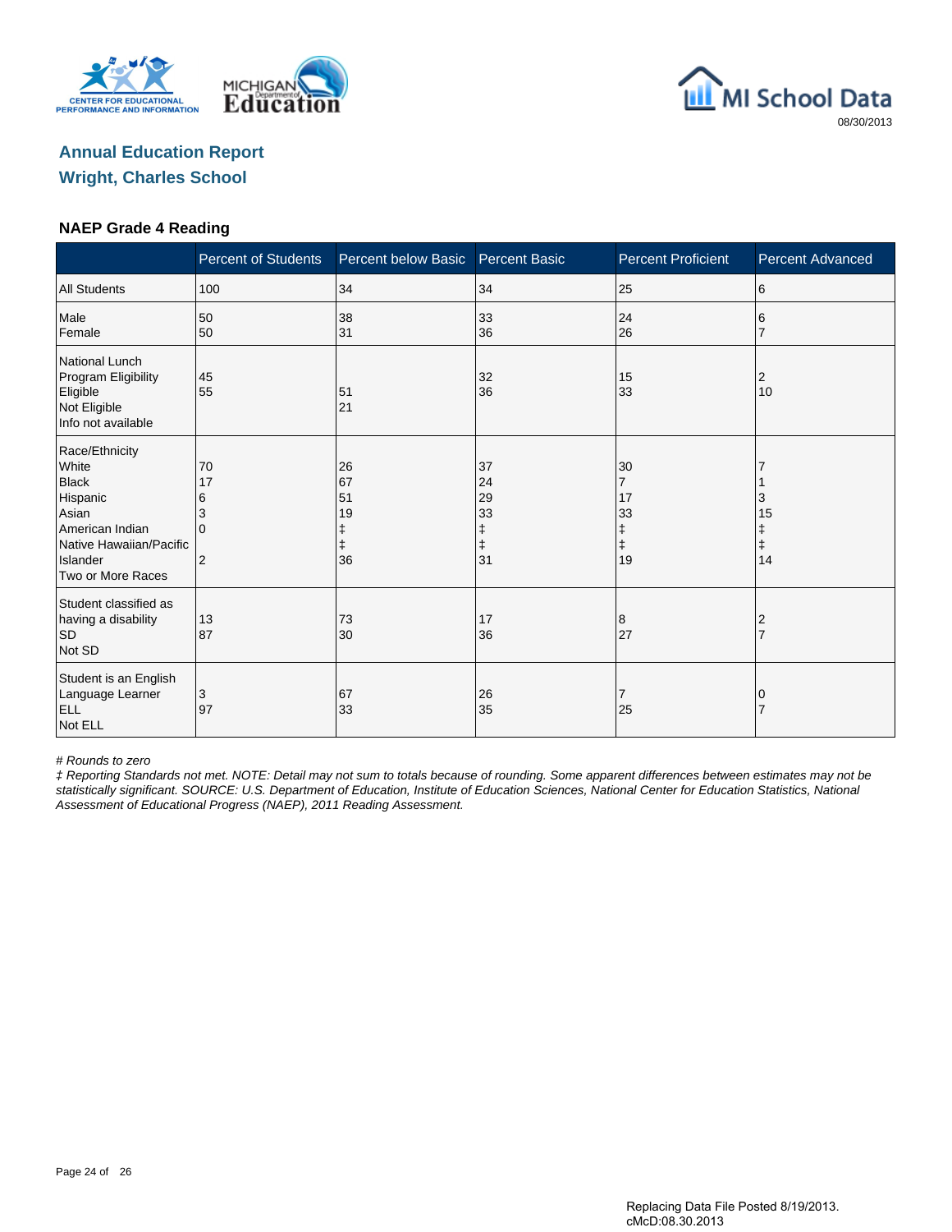# Annual Education Report
## Wright, Charles School

### NAEP Grade 4 Reading

| | Percent of Students | Percent below Basic | Percent Basic | Percent Proficient | Percent Advanced |
|---|---|---|---|---|---|
| All Students | 100 | 34 | 34 | 25 | 6 |
| Male | 50 | 38 | 33 | 24 | 6 |
| Female | 50 | 31 | 36 | 26 | 7 |
| National Lunch Program Eligibility | | | | | |
| Eligible | 45 | 51 | 32 | 15 | 2 |
| Not Eligible | 55 | 21 | 36 | 33 | 10 |
| Info not available | | | | | |
| Race/Ethnicity | | | | | |
| White | 70 | 26 | 37 | 30 | 7 |
| Black | 17 | 67 | 24 | 7 | 1 |
| Hispanic | 6 | 51 | 29 | 17 | 3 |
| Asian | 3 | 19 | 33 | 33 | 15 |
| American Indian | 0 | ‡ | ‡ | ‡ | ‡ |
| Native Hawaiian/Pacific Islander | | ‡ | ‡ | ‡ | ‡ |
| Two or More Races | 2 | 36 | 31 | 19 | 14 |
| Student classified as having a disability | | | | | |
| SD | 13 | 73 | 17 | 8 | 2 |
| Not SD | 87 | 30 | 36 | 27 | 7 |
| Student is an English Language Learner | | | | | |
| ELL | 3 | 67 | 26 | 7 | 0 |
| Not ELL | 97 | 33 | 35 | 25 | 7 |

*# Rounds to zero*

*‡ Reporting Standards not met. NOTE: Detail may not sum to totals because of rounding. Some apparent differences between estimates may not be statistically significant. SOURCE: U.S. Department of Education, Institute of Education Sciences, National Center for Education Statistics, National Assessment of Educational Progress (NAEP), 2011 Reading Assessment.*

Replacing Data File Posted 8/19/2013.
cMcD:08.30.2013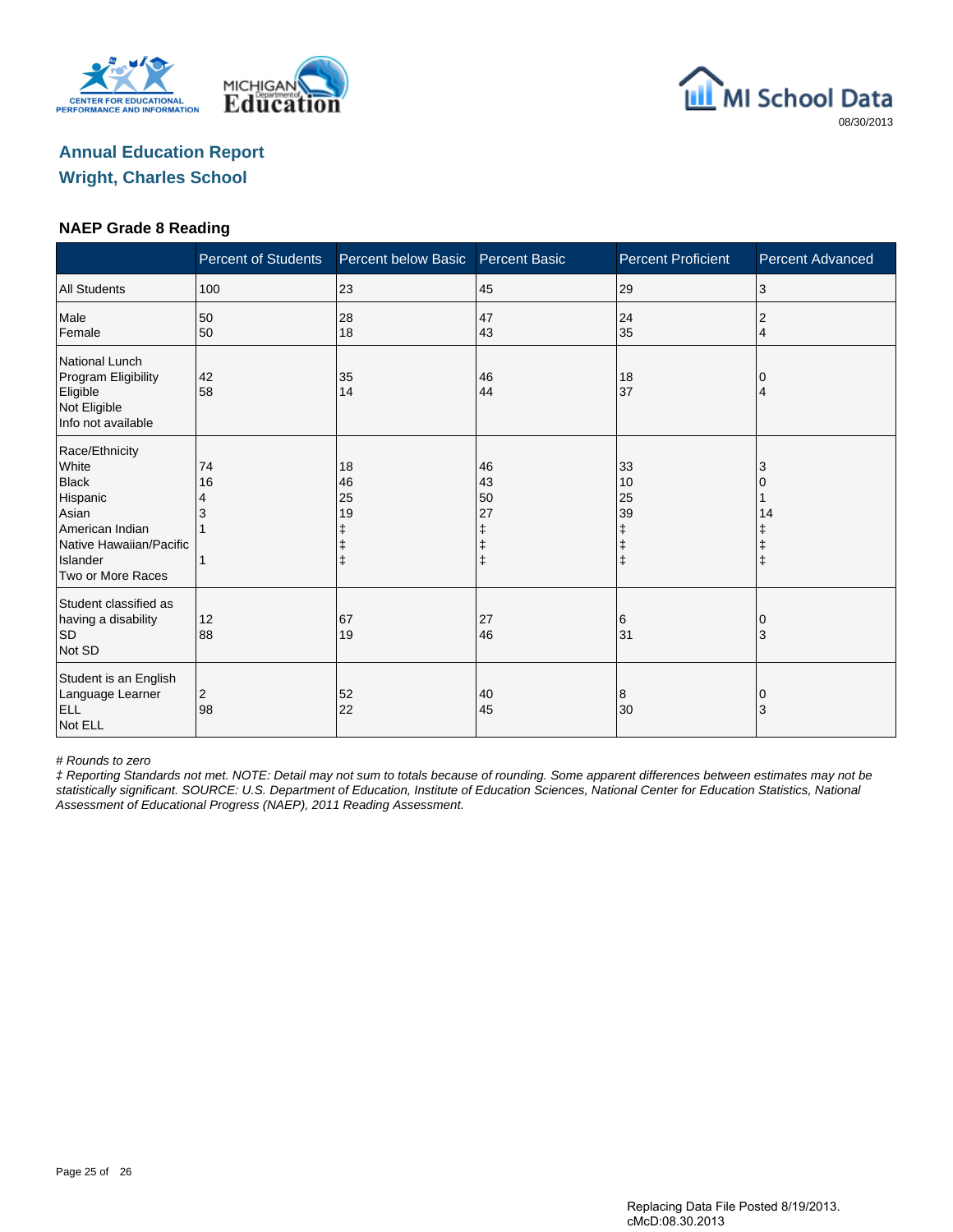MI School Data

08/30/2013

## Annual Education Report
## Wright, Charles School

### NAEP Grade 8 Reading

| | Percent of Students | Percent below Basic | Percent Basic | Percent Proficient | Percent Advanced |
|---|---|---|---|---|---|
| All Students | 100 | 23 | 45 | 29 | 3 |
| Male | 50 | 28 | 47 | 24 | 2 |
| Female | 50 | 18 | 43 | 35 | 4 |
| National Lunch Program Eligibility | | | | | |
| Eligible | 42 | 35 | 46 | 18 | 0 |
| Not Eligible | 58 | 14 | 44 | 37 | 4 |
| Info not available | | | | | |
| Race/Ethnicity | | | | | |
| White | 74 | 18 | 46 | 33 | 3 |
| Black | 16 | 46 | 43 | 10 | 0 |
| Hispanic | 4 | 25 | 50 | 25 | 1 |
| Asian | 3 | 19 | 27 | 39 | 14 |
| American Indian | 1 | ‡ | ‡ | ‡ | ‡ |
| Native Hawaiian/Pacific Islander | | ‡ | ‡ | ‡ | ‡ |
| Two or More Races | 1 | ‡ | ‡ | ‡ | ‡ |
| Student classified as having a disability | | | | | |
| SD | 12 | 67 | 27 | 6 | 0 |
| Not SD | 88 | 19 | 46 | 31 | 3 |
| Student is an English Language Learner | | | | | |
| ELL | 2 | 52 | 40 | 8 | 0 |
| Not ELL | 98 | 22 | 45 | 30 | 3 |

*# Rounds to zero*

*‡ Reporting Standards not met. NOTE: Detail may not sum to totals because of rounding. Some apparent differences between estimates may not be statistically significant. SOURCE: U.S. Department of Education, Institute of Education Sciences, National Center for Education Statistics, National Assessment of Educational Progress (NAEP), 2011 Reading Assessment.*

Replacing Data File Posted 8/19/2013.
cMcD:08.30.2013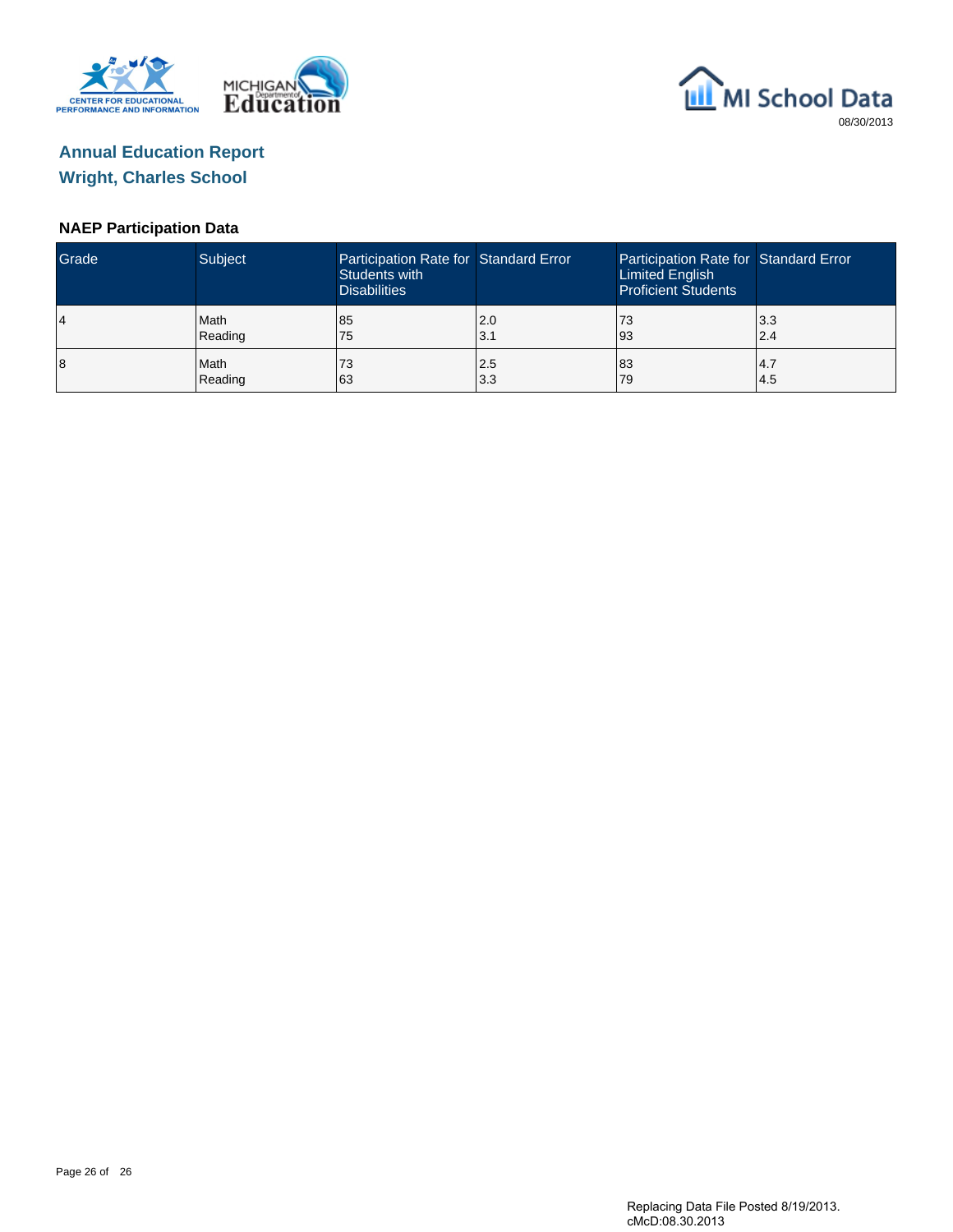MI School Data

08/30/2013

# Annual Education Report
# Wright, Charles School

## NAEP Participation Data

| Grade | Subject | Participation Rate for Students with Disabilities | Standard Error | Participation Rate for Limited English Proficient Students | Standard Error |
|---|---|---|---|---|---|
| 4 | Math<br>Reading | 85<br>75 | 2.0<br>3.1 | 73<br>93 | 3.3<br>2.4 |
| 8 | Math<br>Reading | 73<br>63 | 2.5<br>3.3 | 83<br>79 | 4.7<br>4.5 |

Replacing Data File Posted 8/19/2013.
cMcD:08.30.2013